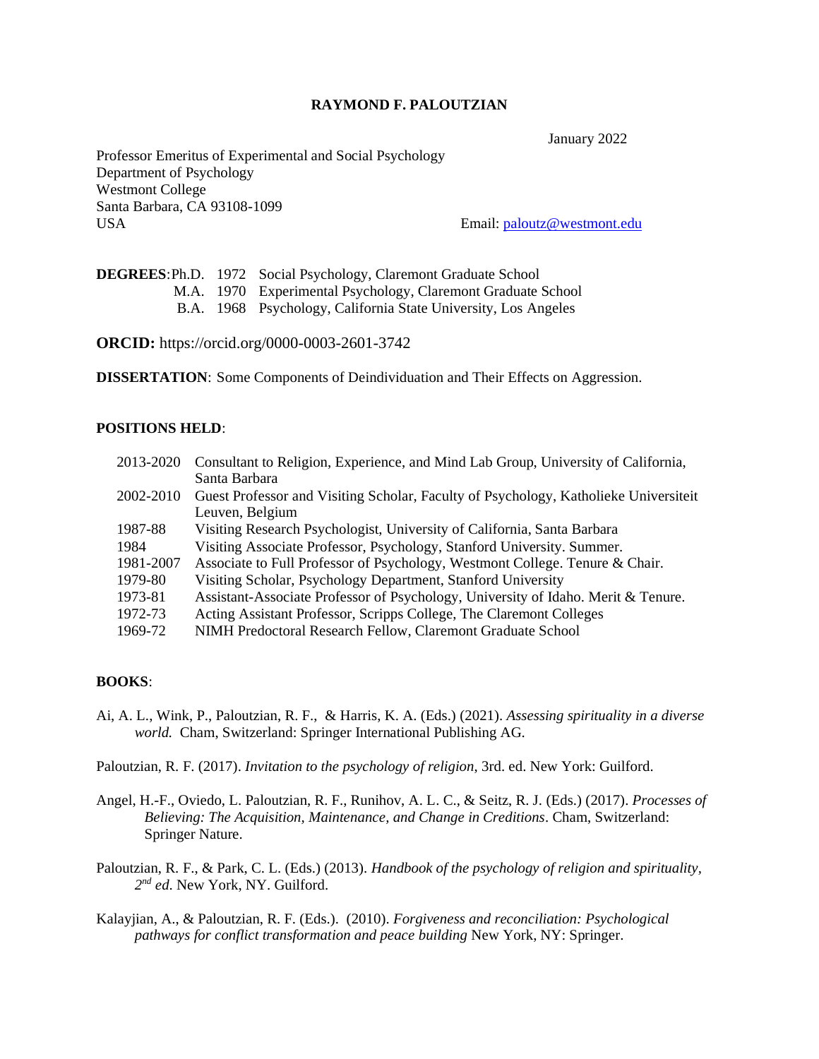# RAYMOND F. PALOUTZIAN

January 2022

Professor Emeritus of Experimental and Social Psychology
Department of Psychology
Westmont College
Santa Barbara, CA 93108-1099
USA

Email: paloutz@westmont.edu

**DEGREES**:

- Ph.D. 1972 Social Psychology, Claremont Graduate School
- M.A. 1970 Experimental Psychology, Claremont Graduate School
- B.A. 1968 Psychology, California State University, Los Angeles

**ORCID:** https://orcid.org/0000-0003-2601-3742

**DISSERTATION**: Some Components of Deindividuation and Their Effects on Aggression.

## POSITIONS HELD:

| | |
|---|---|
| 2013-2020 | Consultant to Religion, Experience, and Mind Lab Group, University of California, Santa Barbara |
| 2002-2010 | Guest Professor and Visiting Scholar, Faculty of Psychology, Katholieke Universiteit Leuven, Belgium |
| 1987-88 | Visiting Research Psychologist, University of California, Santa Barbara |
| 1984 | Visiting Associate Professor, Psychology, Stanford University. Summer. |
| 1981-2007 | Associate to Full Professor of Psychology, Westmont College. Tenure & Chair. |
| 1979-80 | Visiting Scholar, Psychology Department, Stanford University |
| 1973-81 | Assistant-Associate Professor of Psychology, University of Idaho. Merit & Tenure. |
| 1972-73 | Acting Assistant Professor, Scripps College, The Claremont Colleges |
| 1969-72 | NIMH Predoctoral Research Fellow, Claremont Graduate School |

## BOOKS:

Ai, A. L., Wink, P., Paloutzian, R. F., & Harris, K. A. (Eds.) (2021). *Assessing spirituality in a diverse world.* Cham, Switzerland: Springer International Publishing AG.

Paloutzian, R. F. (2017). *Invitation to the psychology of religion*, 3rd. ed. New York: Guilford.

Angel, H.-F., Oviedo, L. Paloutzian, R. F., Runihov, A. L. C., & Seitz, R. J. (Eds.) (2017). *Processes of Believing: The Acquisition, Maintenance, and Change in Creditions*. Cham, Switzerland: Springer Nature.

Paloutzian, R. F., & Park, C. L. (Eds.) (2013). *Handbook of the psychology of religion and spirituality, 2nd ed*. New York, NY. Guilford.

Kalayjian, A., & Paloutzian, R. F. (Eds.). (2010). *Forgiveness and reconciliation: Psychological pathways for conflict transformation and peace building* New York, NY: Springer.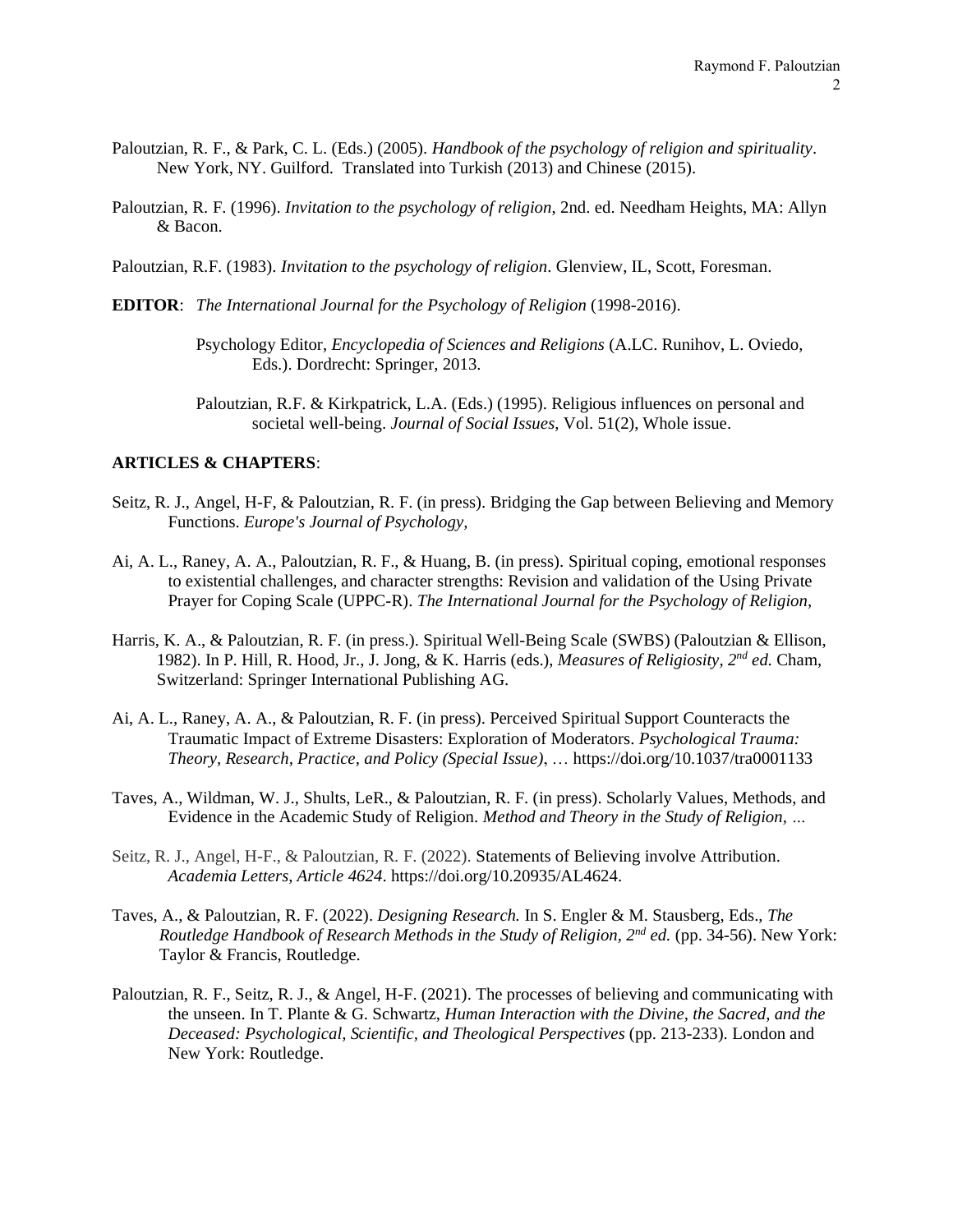Paloutzian, R. F., & Park, C. L. (Eds.) (2005). *Handbook of the psychology of religion and spirituality*. New York, NY. Guilford. Translated into Turkish (2013) and Chinese (2015).

Paloutzian, R. F. (1996). *Invitation to the psychology of religion*, 2nd. ed. Needham Heights, MA: Allyn & Bacon.

Paloutzian, R.F. (1983). *Invitation to the psychology of religion*. Glenview, IL, Scott, Foresman.

**EDITOR**: *The International Journal for the Psychology of Religion* (1998-2016).

Psychology Editor, *Encyclopedia of Sciences and Religions* (A.LC. Runihov, L. Oviedo, Eds.). Dordrecht: Springer, 2013.

Paloutzian, R.F. & Kirkpatrick, L.A. (Eds.) (1995). Religious influences on personal and societal well-being. *Journal of Social Issues*, Vol. 51(2), Whole issue.

**ARTICLES & CHAPTERS**:

Seitz, R. J., Angel, H-F, & Paloutzian, R. F. (in press). Bridging the Gap between Believing and Memory Functions. *Europe's Journal of Psychology,*

Ai, A. L., Raney, A. A., Paloutzian, R. F., & Huang, B. (in press). Spiritual coping, emotional responses to existential challenges, and character strengths: Revision and validation of the Using Private Prayer for Coping Scale (UPPC-R). *The International Journal for the Psychology of Religion*,

Harris, K. A., & Paloutzian, R. F. (in press.). Spiritual Well-Being Scale (SWBS) (Paloutzian & Ellison, 1982). In P. Hill, R. Hood, Jr., J. Jong, & K. Harris (eds.), *Measures of Religiosity, 2nd ed.* Cham, Switzerland: Springer International Publishing AG.

Ai, A. L., Raney, A. A., & Paloutzian, R. F. (in press). Perceived Spiritual Support Counteracts the Traumatic Impact of Extreme Disasters: Exploration of Moderators. *Psychological Trauma: Theory, Research, Practice, and Policy (Special Issue)*, … https://doi.org/10.1037/tra0001133

Taves, A., Wildman, W. J., Shults, LeR., & Paloutzian, R. F. (in press). Scholarly Values, Methods, and Evidence in the Academic Study of Religion. *Method and Theory in the Study of Religion, …*

Seitz, R. J., Angel, H-F., & Paloutzian, R. F. (2022). Statements of Believing involve Attribution. *Academia Letters, Article 4624*. https://doi.org/10.20935/AL4624.

Taves, A., & Paloutzian, R. F. (2022). *Designing Research.* In S. Engler & M. Stausberg, Eds., *The Routledge Handbook of Research Methods in the Study of Religion, 2nd ed.* (pp. 34-56). New York: Taylor & Francis, Routledge.

Paloutzian, R. F., Seitz, R. J., & Angel, H-F. (2021). The processes of believing and communicating with the unseen. In T. Plante & G. Schwartz, *Human Interaction with the Divine, the Sacred, and the Deceased: Psychological, Scientific, and Theological Perspectives* (pp. 213-233). London and New York: Routledge.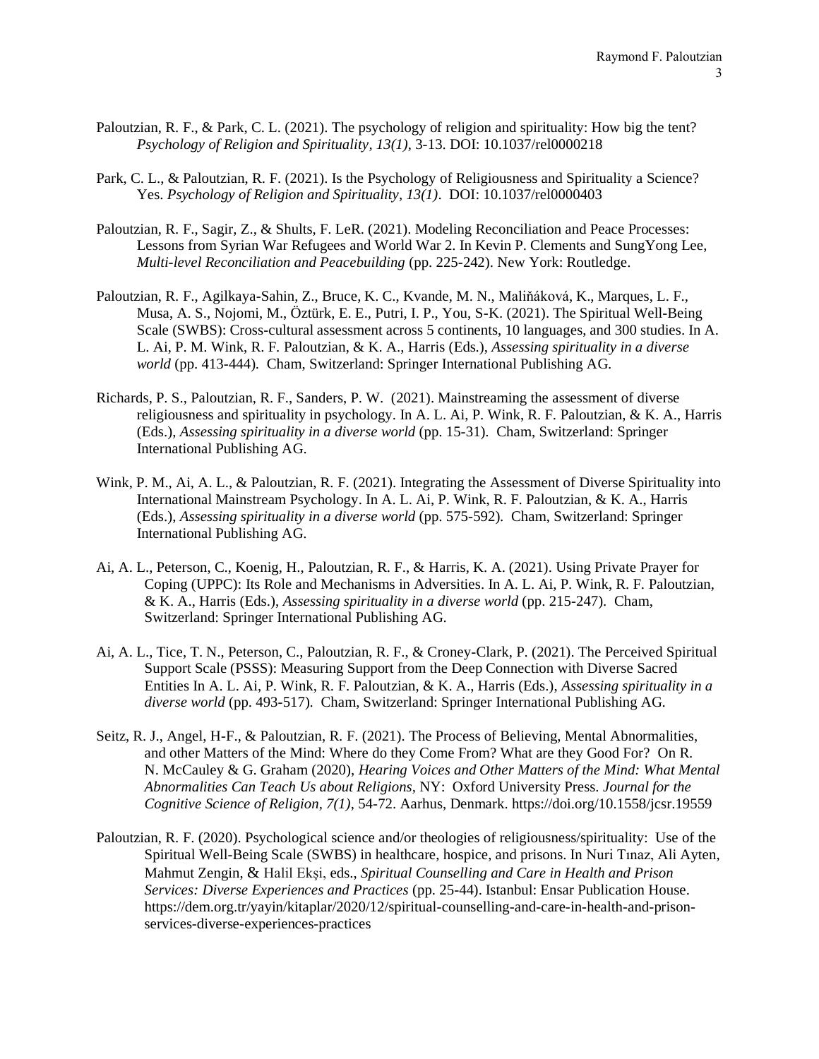Paloutzian, R. F., & Park, C. L. (2021). The psychology of religion and spirituality: How big the tent? *Psychology of Religion and Spirituality, 13(1)*, 3-13. DOI: 10.1037/rel0000218

Park, C. L., & Paloutzian, R. F. (2021). Is the Psychology of Religiousness and Spirituality a Science? Yes. *Psychology of Religion and Spirituality, 13(1)*. DOI: 10.1037/rel0000403

Paloutzian, R. F., Sagir, Z., & Shults, F. LeR. (2021). Modeling Reconciliation and Peace Processes: Lessons from Syrian War Refugees and World War 2. In Kevin P. Clements and SungYong Lee, *Multi-level Reconciliation and Peacebuilding* (pp. 225-242). New York: Routledge.

Paloutzian, R. F., Agilkaya-Sahin, Z., Bruce, K. C., Kvande, M. N., Maliňáková, K., Marques, L. F., Musa, A. S., Nojomi, M., Öztürk, E. E., Putri, I. P., You, S-K. (2021). The Spiritual Well-Being Scale (SWBS): Cross-cultural assessment across 5 continents, 10 languages, and 300 studies. In A. L. Ai, P. M. Wink, R. F. Paloutzian, & K. A., Harris (Eds.), *Assessing spirituality in a diverse world* (pp. 413-444). Cham, Switzerland: Springer International Publishing AG.

Richards, P. S., Paloutzian, R. F., Sanders, P. W. (2021). Mainstreaming the assessment of diverse religiousness and spirituality in psychology. In A. L. Ai, P. Wink, R. F. Paloutzian, & K. A., Harris (Eds.), *Assessing spirituality in a diverse world* (pp. 15-31). Cham, Switzerland: Springer International Publishing AG.

Wink, P. M., Ai, A. L., & Paloutzian, R. F. (2021). Integrating the Assessment of Diverse Spirituality into International Mainstream Psychology. In A. L. Ai, P. Wink, R. F. Paloutzian, & K. A., Harris (Eds.), *Assessing spirituality in a diverse world* (pp. 575-592). Cham, Switzerland: Springer International Publishing AG.

Ai, A. L., Peterson, C., Koenig, H., Paloutzian, R. F., & Harris, K. A. (2021). Using Private Prayer for Coping (UPPC): Its Role and Mechanisms in Adversities. In A. L. Ai, P. Wink, R. F. Paloutzian, & K. A., Harris (Eds.), *Assessing spirituality in a diverse world* (pp. 215-247). Cham, Switzerland: Springer International Publishing AG.

Ai, A. L., Tice, T. N., Peterson, C., Paloutzian, R. F., & Croney-Clark, P. (2021). The Perceived Spiritual Support Scale (PSSS): Measuring Support from the Deep Connection with Diverse Sacred Entities In A. L. Ai, P. Wink, R. F. Paloutzian, & K. A., Harris (Eds.), *Assessing spirituality in a diverse world* (pp. 493-517). Cham, Switzerland: Springer International Publishing AG.

Seitz, R. J., Angel, H-F., & Paloutzian, R. F. (2021). The Process of Believing, Mental Abnormalities, and other Matters of the Mind: Where do they Come From? What are they Good For? On R. N. McCauley & G. Graham (2020), *Hearing Voices and Other Matters of the Mind: What Mental Abnormalities Can Teach Us about Religions,* NY: Oxford University Press. *Journal for the Cognitive Science of Religion, 7(1)*, 54-72. Aarhus, Denmark. https://doi.org/10.1558/jcsr.19559

Paloutzian, R. F. (2020). Psychological science and/or theologies of religiousness/spirituality: Use of the Spiritual Well-Being Scale (SWBS) in healthcare, hospice, and prisons. In Nuri Tınaz, Ali Ayten, Mahmut Zengin, & Halil Ekşi, eds., *Spiritual Counselling and Care in Health and Prison Services: Diverse Experiences and Practices* (pp. 25-44). Istanbul: Ensar Publication House. https://dem.org.tr/yayin/kitaplar/2020/12/spiritual-counselling-and-care-in-health-and-prison-services-diverse-experiences-practices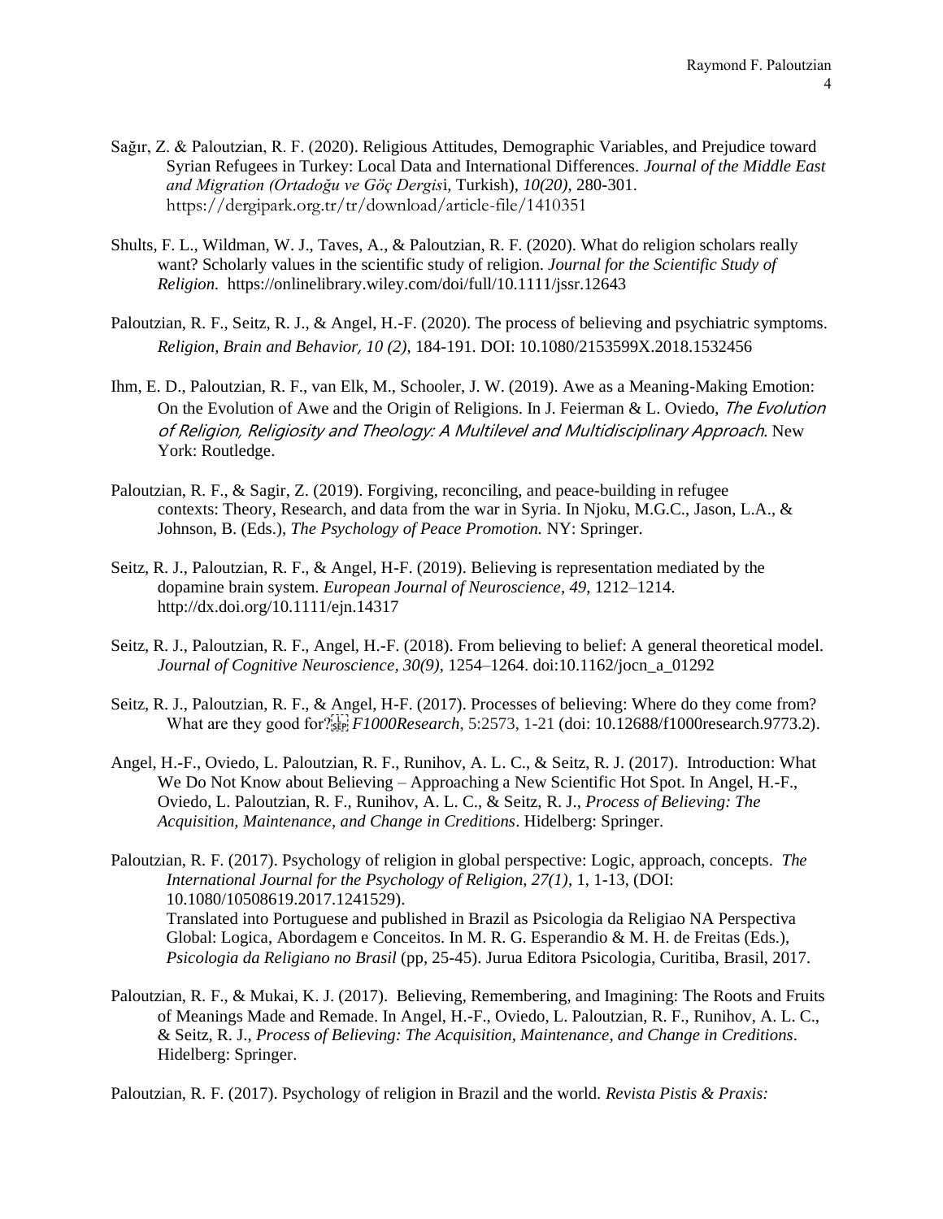Sağır, Z. & Paloutzian, R. F. (2020). Religious Attitudes, Demographic Variables, and Prejudice toward Syrian Refugees in Turkey: Local Data and International Differences. *Journal of the Middle East and Migration (Ortadoğu ve Göç Dergis*i, Turkish), *10(20)*, 280-301. https://dergipark.org.tr/tr/download/article-file/1410351

Shults, F. L., Wildman, W. J., Taves, A., & Paloutzian, R. F. (2020). What do religion scholars really want? Scholarly values in the scientific study of religion. *Journal for the Scientific Study of Religion.* https://onlinelibrary.wiley.com/doi/full/10.1111/jssr.12643

Paloutzian, R. F., Seitz, R. J., & Angel, H.-F. (2020). The process of believing and psychiatric symptoms. *Religion, Brain and Behavior, 10 (2)*, 184-191. DOI: 10.1080/2153599X.2018.1532456

Ihm, E. D., Paloutzian, R. F., van Elk, M., Schooler, J. W. (2019). Awe as a Meaning-Making Emotion: On the Evolution of Awe and the Origin of Religions. In J. Feierman & L. Oviedo, *The Evolution of Religion, Religiosity and Theology: A Multilevel and Multidisciplinary Approach*. New York: Routledge.

Paloutzian, R. F., & Sagir, Z. (2019). Forgiving, reconciling, and peace-building in refugee contexts: Theory, Research, and data from the war in Syria. In Njoku, M.G.C., Jason, L.A., & Johnson, B. (Eds.), *The Psychology of Peace Promotion.* NY: Springer.

Seitz, R. J., Paloutzian, R. F., & Angel, H-F. (2019). Believing is representation mediated by the dopamine brain system. *European Journal of Neuroscience, 49*, 1212–1214. http://dx.doi.org/10.1111/ejn.14317

Seitz, R. J., Paloutzian, R. F., Angel, H.-F. (2018). From believing to belief: A general theoretical model. *Journal of Cognitive Neuroscience, 30(9)*, 1254–1264. doi:10.1162/jocn_a_01292

Seitz, R. J., Paloutzian, R. F., & Angel, H-F. (2017). Processes of believing: Where do they come from? What are they good for? *F1000Research*, 5:2573, 1-21 (doi: 10.12688/f1000research.9773.2).

Angel, H.-F., Oviedo, L. Paloutzian, R. F., Runihov, A. L. C., & Seitz, R. J. (2017). Introduction: What We Do Not Know about Believing – Approaching a New Scientific Hot Spot. In Angel, H.-F., Oviedo, L. Paloutzian, R. F., Runihov, A. L. C., & Seitz, R. J., *Process of Believing: The Acquisition, Maintenance, and Change in Creditions*. Hidelberg: Springer.

Paloutzian, R. F. (2017). Psychology of religion in global perspective: Logic, approach, concepts. *The International Journal for the Psychology of Religion, 27(1)*, 1, 1-13, (DOI: 10.1080/10508619.2017.1241529).
Translated into Portuguese and published in Brazil as Psicologia da Religiao NA Perspectiva Global: Logica, Abordagem e Conceitos. In M. R. G. Esperandio & M. H. de Freitas (Eds.), *Psicologia da Religiano no Brasil* (pp, 25-45). Jurua Editora Psicologia, Curitiba, Brasil, 2017.

Paloutzian, R. F., & Mukai, K. J. (2017). Believing, Remembering, and Imagining: The Roots and Fruits of Meanings Made and Remade. In Angel, H.-F., Oviedo, L. Paloutzian, R. F., Runihov, A. L. C., & Seitz, R. J., *Process of Believing: The Acquisition, Maintenance, and Change in Creditions*. Hidelberg: Springer.

Paloutzian, R. F. (2017). Psychology of religion in Brazil and the world. *Revista Pistis & Praxis:*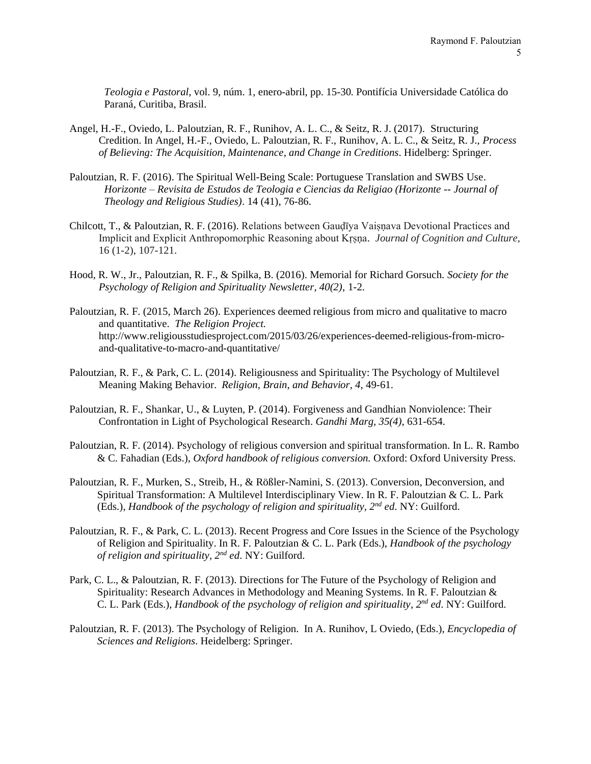*Teologia e Pastoral*, vol. 9, núm. 1, enero-abril, pp. 15-30. Pontifícia Universidade Católica do Paraná, Curitiba, Brasil.

Angel, H.-F., Oviedo, L. Paloutzian, R. F., Runihov, A. L. C., & Seitz, R. J. (2017). Structuring Credition. In Angel, H.-F., Oviedo, L. Paloutzian, R. F., Runihov, A. L. C., & Seitz, R. J., *Process of Believing: The Acquisition, Maintenance, and Change in Creditions*. Hidelberg: Springer.

Paloutzian, R. F. (2016). The Spiritual Well-Being Scale: Portuguese Translation and SWBS Use. *Horizonte – Revisita de Estudos de Teologia e Ciencias da Religiao (Horizonte -- Journal of Theology and Religious Studies)*. 14 (41), 76-86.

Chilcott, T., & Paloutzian, R. F. (2016). Relations between Gauḍīya Vaiṣṇava Devotional Practices and Implicit and Explicit Anthropomorphic Reasoning about Kṛṣṇa. *Journal of Cognition and Culture,* 16 (1-2), 107-121.

Hood, R. W., Jr., Paloutzian, R. F., & Spilka, B. (2016). Memorial for Richard Gorsuch. *Society for the Psychology of Religion and Spirituality Newsletter, 40(2)*, 1-2.

Paloutzian, R. F. (2015, March 26). Experiences deemed religious from micro and qualitative to macro and quantitative. *The Religion Project.* http://www.religiousstudiesproject.com/2015/03/26/experiences-deemed-religious-from-micro-and-qualitative-to-macro-and-quantitative/

Paloutzian, R. F., & Park, C. L. (2014). Religiousness and Spirituality: The Psychology of Multilevel Meaning Making Behavior. *Religion, Brain, and Behavior, 4,* 49-61.

Paloutzian, R. F., Shankar, U., & Luyten, P. (2014). Forgiveness and Gandhian Nonviolence: Their Confrontation in Light of Psychological Research. *Gandhi Marg, 35(4)*, 631-654.

Paloutzian, R. F. (2014). Psychology of religious conversion and spiritual transformation. In L. R. Rambo & C. Fahadian (Eds.), *Oxford handbook of religious conversion.* Oxford: Oxford University Press.

Paloutzian, R. F., Murken, S., Streib, H., & Rößler-Namini, S. (2013). Conversion, Deconversion, and Spiritual Transformation: A Multilevel Interdisciplinary View. In R. F. Paloutzian & C. L. Park (Eds.), *Handbook of the psychology of religion and spirituality, 2nd ed*. NY: Guilford.

Paloutzian, R. F., & Park, C. L. (2013). Recent Progress and Core Issues in the Science of the Psychology of Religion and Spirituality. In R. F. Paloutzian & C. L. Park (Eds.), *Handbook of the psychology of religion and spirituality, 2nd ed*. NY: Guilford.

Park, C. L., & Paloutzian, R. F. (2013). Directions for The Future of the Psychology of Religion and Spirituality: Research Advances in Methodology and Meaning Systems. In R. F. Paloutzian & C. L. Park (Eds.), *Handbook of the psychology of religion and spirituality, 2nd ed*. NY: Guilford.

Paloutzian, R. F. (2013). The Psychology of Religion. In A. Runihov, L Oviedo, (Eds.), *Encyclopedia of Sciences and Religions*. Heidelberg: Springer.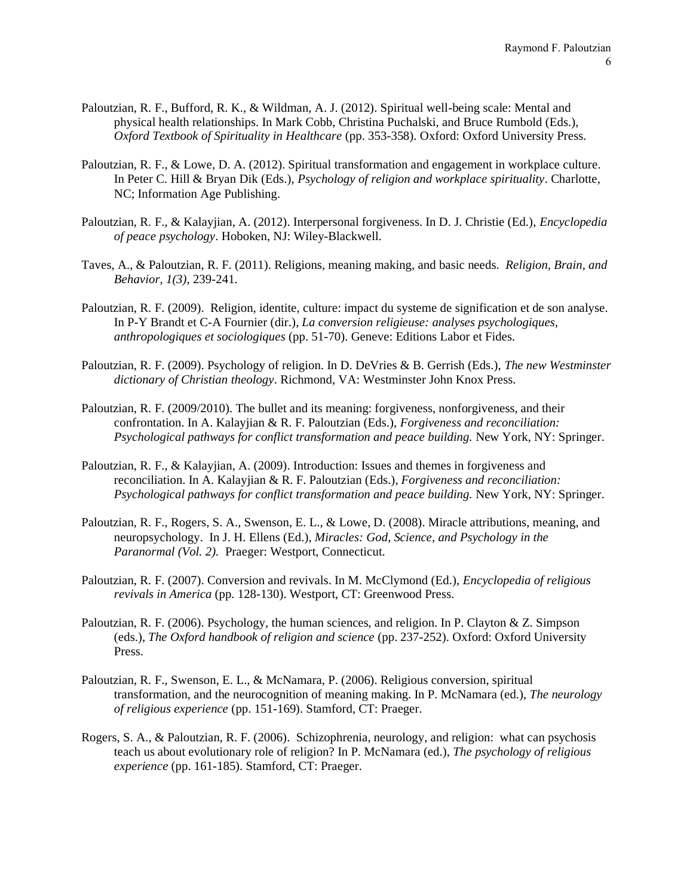Paloutzian, R. F., Bufford, R. K., & Wildman, A. J. (2012). Spiritual well-being scale: Mental and physical health relationships. In Mark Cobb, Christina Puchalski, and Bruce Rumbold (Eds.), *Oxford Textbook of Spirituality in Healthcare* (pp. 353-358). Oxford: Oxford University Press.

Paloutzian, R. F., & Lowe, D. A. (2012). Spiritual transformation and engagement in workplace culture. In Peter C. Hill & Bryan Dik (Eds.), *Psychology of religion and workplace spirituality*. Charlotte, NC; Information Age Publishing.

Paloutzian, R. F., & Kalayjian, A. (2012). Interpersonal forgiveness. In D. J. Christie (Ed.), *Encyclopedia of peace psychology*. Hoboken, NJ: Wiley-Blackwell.

Taves, A., & Paloutzian, R. F. (2011). Religions, meaning making, and basic needs. *Religion, Brain, and Behavior, 1(3)*, 239-241.

Paloutzian, R. F. (2009). Religion, identite, culture: impact du systeme de signification et de son analyse. In P-Y Brandt et C-A Fournier (dir.), *La conversion religieuse: analyses psychologiques, anthropologiques et sociologiques* (pp. 51-70). Geneve: Editions Labor et Fides.

Paloutzian, R. F. (2009). Psychology of religion. In D. DeVries & B. Gerrish (Eds.), *The new Westminster dictionary of Christian theology*. Richmond, VA: Westminster John Knox Press.

Paloutzian, R. F. (2009/2010). The bullet and its meaning: forgiveness, nonforgiveness, and their confrontation. In A. Kalayjian & R. F. Paloutzian (Eds.), *Forgiveness and reconciliation: Psychological pathways for conflict transformation and peace building.* New York, NY: Springer.

Paloutzian, R. F., & Kalayjian, A. (2009). Introduction: Issues and themes in forgiveness and reconciliation. In A. Kalayjian & R. F. Paloutzian (Eds.), *Forgiveness and reconciliation: Psychological pathways for conflict transformation and peace building.* New York, NY: Springer.

Paloutzian, R. F., Rogers, S. A., Swenson, E. L., & Lowe, D. (2008). Miracle attributions, meaning, and neuropsychology. In J. H. Ellens (Ed.), *Miracles: God, Science, and Psychology in the Paranormal (Vol. 2).* Praeger: Westport, Connecticut.

Paloutzian, R. F. (2007). Conversion and revivals. In M. McClymond (Ed.), *Encyclopedia of religious revivals in America* (pp. 128-130). Westport, CT: Greenwood Press.

Paloutzian, R. F. (2006). Psychology, the human sciences, and religion. In P. Clayton & Z. Simpson (eds.), *The Oxford handbook of religion and science* (pp. 237-252). Oxford: Oxford University Press.

Paloutzian, R. F., Swenson, E. L., & McNamara, P. (2006). Religious conversion, spiritual transformation, and the neurocognition of meaning making. In P. McNamara (ed.), *The neurology of religious experience* (pp. 151-169). Stamford, CT: Praeger.

Rogers, S. A., & Paloutzian, R. F. (2006). Schizophrenia, neurology, and religion: what can psychosis teach us about evolutionary role of religion? In P. McNamara (ed.), *The psychology of religious experience* (pp. 161-185). Stamford, CT: Praeger.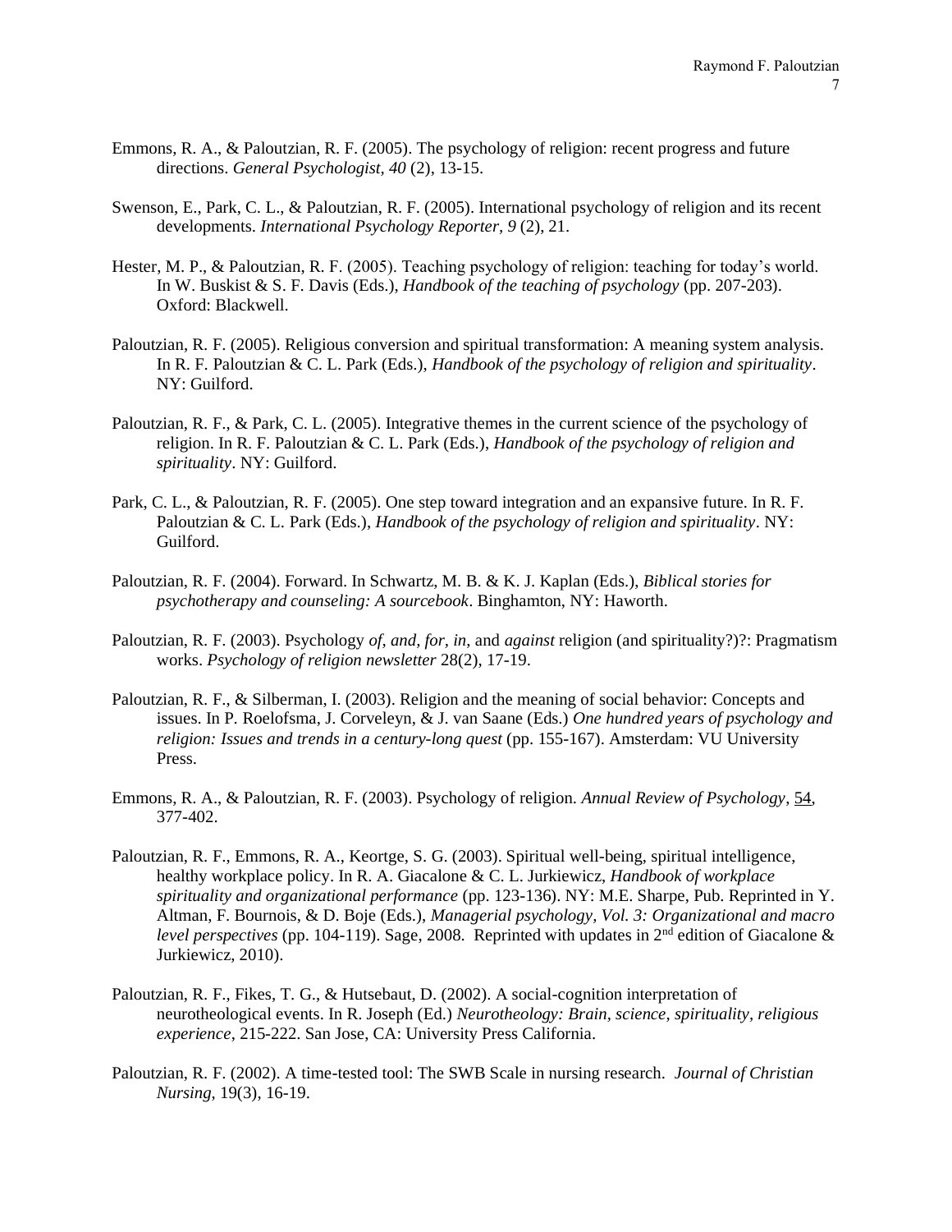Emmons, R. A., & Paloutzian, R. F. (2005). The psychology of religion: recent progress and future directions. *General Psychologist, 40* (2), 13-15.

Swenson, E., Park, C. L., & Paloutzian, R. F. (2005). International psychology of religion and its recent developments. *International Psychology Reporter, 9* (2), 21.

Hester, M. P., & Paloutzian, R. F. (2005). Teaching psychology of religion: teaching for today's world. In W. Buskist & S. F. Davis (Eds.), *Handbook of the teaching of psychology* (pp. 207-203). Oxford: Blackwell.

Paloutzian, R. F. (2005). Religious conversion and spiritual transformation: A meaning system analysis. In R. F. Paloutzian & C. L. Park (Eds.), *Handbook of the psychology of religion and spirituality*. NY: Guilford.

Paloutzian, R. F., & Park, C. L. (2005). Integrative themes in the current science of the psychology of religion. In R. F. Paloutzian & C. L. Park (Eds.), *Handbook of the psychology of religion and spirituality*. NY: Guilford.

Park, C. L., & Paloutzian, R. F. (2005). One step toward integration and an expansive future. In R. F. Paloutzian & C. L. Park (Eds.), *Handbook of the psychology of religion and spirituality*. NY: Guilford.

Paloutzian, R. F. (2004). Forward. In Schwartz, M. B. & K. J. Kaplan (Eds.), *Biblical stories for psychotherapy and counseling: A sourcebook*. Binghamton, NY: Haworth.

Paloutzian, R. F. (2003). Psychology *of, and, for, in*, and *against* religion (and spirituality?)?: Pragmatism works. *Psychology of religion newsletter* 28(2), 17-19.

Paloutzian, R. F., & Silberman, I. (2003). Religion and the meaning of social behavior: Concepts and issues. In P. Roelofsma, J. Corveleyn, & J. van Saane (Eds.) *One hundred years of psychology and religion: Issues and trends in a century-long quest* (pp. 155-167). Amsterdam: VU University Press.

Emmons, R. A., & Paloutzian, R. F. (2003). Psychology of religion. *Annual Review of Psychology*, 54, 377-402.

Paloutzian, R. F., Emmons, R. A., Keortge, S. G. (2003). Spiritual well-being, spiritual intelligence, healthy workplace policy. In R. A. Giacalone & C. L. Jurkiewicz, *Handbook of workplace spirituality and organizational performance* (pp. 123-136). NY: M.E. Sharpe, Pub. Reprinted in Y. Altman, F. Bournois, & D. Boje (Eds.), *Managerial psychology, Vol. 3: Organizational and macro level perspectives* (pp. 104-119). Sage, 2008. Reprinted with updates in 2nd edition of Giacalone & Jurkiewicz, 2010).

Paloutzian, R. F., Fikes, T. G., & Hutsebaut, D. (2002). A social-cognition interpretation of neurotheological events. In R. Joseph (Ed.) *Neurotheology: Brain, science, spirituality, religious experience*, 215-222. San Jose, CA: University Press California.

Paloutzian, R. F. (2002). A time-tested tool: The SWB Scale in nursing research. *Journal of Christian Nursing*, 19(3), 16-19.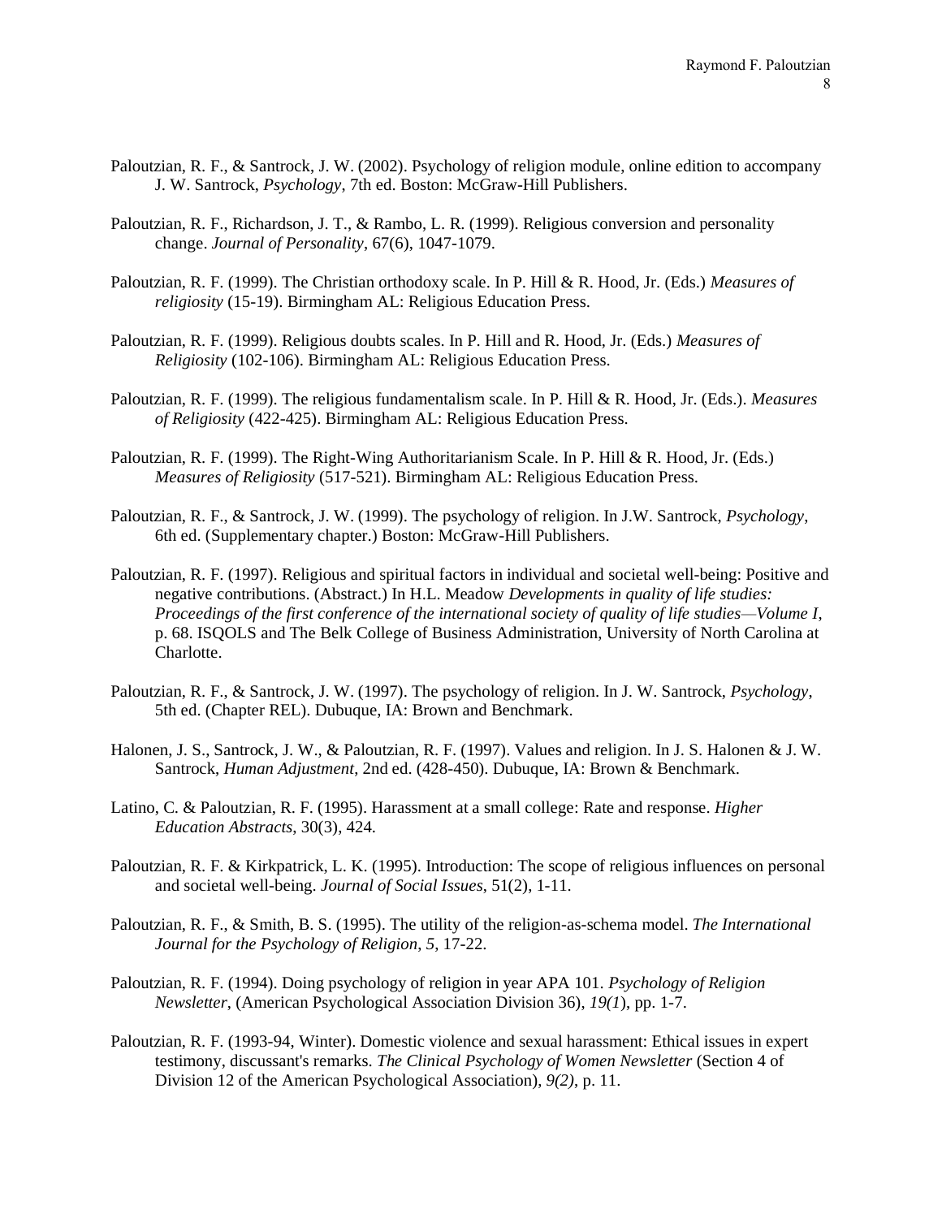Paloutzian, R. F., & Santrock, J. W. (2002). Psychology of religion module, online edition to accompany J. W. Santrock, *Psychology*, 7th ed. Boston: McGraw-Hill Publishers.

Paloutzian, R. F., Richardson, J. T., & Rambo, L. R. (1999). Religious conversion and personality change. *Journal of Personality*, 67(6), 1047-1079.

Paloutzian, R. F. (1999). The Christian orthodoxy scale. In P. Hill & R. Hood, Jr. (Eds.) *Measures of religiosity* (15-19). Birmingham AL: Religious Education Press.

Paloutzian, R. F. (1999). Religious doubts scales. In P. Hill and R. Hood, Jr. (Eds.) *Measures of Religiosity* (102-106). Birmingham AL: Religious Education Press.

Paloutzian, R. F. (1999). The religious fundamentalism scale. In P. Hill & R. Hood, Jr. (Eds.). *Measures of Religiosity* (422-425). Birmingham AL: Religious Education Press.

Paloutzian, R. F. (1999). The Right-Wing Authoritarianism Scale. In P. Hill & R. Hood, Jr. (Eds.) *Measures of Religiosity* (517-521). Birmingham AL: Religious Education Press.

Paloutzian, R. F., & Santrock, J. W. (1999). The psychology of religion. In J.W. Santrock, *Psychology*, 6th ed. (Supplementary chapter.) Boston: McGraw-Hill Publishers.

Paloutzian, R. F. (1997). Religious and spiritual factors in individual and societal well-being: Positive and negative contributions. (Abstract.) In H.L. Meadow *Developments in quality of life studies: Proceedings of the first conference of the international society of quality of life studies—Volume I*, p. 68. ISQOLS and The Belk College of Business Administration, University of North Carolina at Charlotte.

Paloutzian, R. F., & Santrock, J. W. (1997). The psychology of religion. In J. W. Santrock, *Psychology*, 5th ed. (Chapter REL). Dubuque, IA: Brown and Benchmark.

Halonen, J. S., Santrock, J. W., & Paloutzian, R. F. (1997). Values and religion. In J. S. Halonen & J. W. Santrock, *Human Adjustment*, 2nd ed. (428-450). Dubuque, IA: Brown & Benchmark.

Latino, C. & Paloutzian, R. F. (1995). Harassment at a small college: Rate and response. *Higher Education Abstracts*, 30(3), 424.

Paloutzian, R. F. & Kirkpatrick, L. K. (1995). Introduction: The scope of religious influences on personal and societal well-being. *Journal of Social Issues*, 51(2), 1-11.

Paloutzian, R. F., & Smith, B. S. (1995). The utility of the religion-as-schema model. *The International Journal for the Psychology of Religion*, *5*, 17-22.

Paloutzian, R. F. (1994). Doing psychology of religion in year APA 101. *Psychology of Religion Newsletter*, (American Psychological Association Division 36), *19(1*), pp. 1-7.

Paloutzian, R. F. (1993-94, Winter). Domestic violence and sexual harassment: Ethical issues in expert testimony, discussant's remarks. *The Clinical Psychology of Women Newsletter* (Section 4 of Division 12 of the American Psychological Association), *9(2)*, p. 11.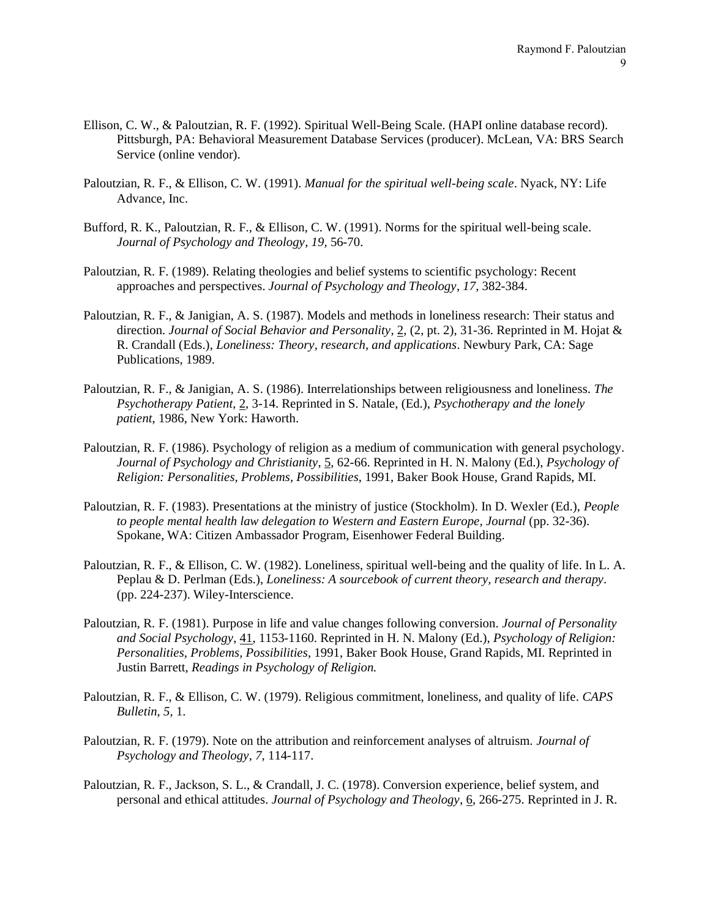Ellison, C. W., & Paloutzian, R. F. (1992). Spiritual Well-Being Scale. (HAPI online database record). Pittsburgh, PA: Behavioral Measurement Database Services (producer). McLean, VA: BRS Search Service (online vendor).

Paloutzian, R. F., & Ellison, C. W. (1991). *Manual for the spiritual well-being scale*. Nyack, NY: Life Advance, Inc.

Bufford, R. K., Paloutzian, R. F., & Ellison, C. W. (1991). Norms for the spiritual well-being scale. *Journal of Psychology and Theology*, *19*, 56-70.

Paloutzian, R. F. (1989). Relating theologies and belief systems to scientific psychology: Recent approaches and perspectives. *Journal of Psychology and Theology*, *17*, 382-384.

Paloutzian, R. F., & Janigian, A. S. (1987). Models and methods in loneliness research: Their status and direction. *Journal of Social Behavior and Personality*, 2, (2, pt. 2), 31-36. Reprinted in M. Hojat & R. Crandall (Eds.), *Loneliness: Theory, research, and applications*. Newbury Park, CA: Sage Publications, 1989.

Paloutzian, R. F., & Janigian, A. S. (1986). Interrelationships between religiousness and loneliness. *The Psychotherapy Patient*, 2, 3-14. Reprinted in S. Natale, (Ed.), *Psychotherapy and the lonely patient*, 1986, New York: Haworth.

Paloutzian, R. F. (1986). Psychology of religion as a medium of communication with general psychology. *Journal of Psychology and Christianity*, 5, 62-66. Reprinted in H. N. Malony (Ed.), *Psychology of Religion: Personalities, Problems, Possibilities*, 1991, Baker Book House, Grand Rapids, MI.

Paloutzian, R. F. (1983). Presentations at the ministry of justice (Stockholm). In D. Wexler (Ed.), *People to people mental health law delegation to Western and Eastern Europe, Journal* (pp. 32-36). Spokane, WA: Citizen Ambassador Program, Eisenhower Federal Building.

Paloutzian, R. F., & Ellison, C. W. (1982). Loneliness, spiritual well-being and the quality of life. In L. A. Peplau & D. Perlman (Eds.), *Loneliness: A sourcebook of current theory, research and therapy*. (pp. 224-237). Wiley-Interscience.

Paloutzian, R. F. (1981). Purpose in life and value changes following conversion. *Journal of Personality and Social Psychology*, 41, 1153-1160. Reprinted in H. N. Malony (Ed.), *Psychology of Religion: Personalities, Problems, Possibilities*, 1991, Baker Book House, Grand Rapids, MI. Reprinted in Justin Barrett, *Readings in Psychology of Religion.*

Paloutzian, R. F., & Ellison, C. W. (1979). Religious commitment, loneliness, and quality of life. *CAPS Bulletin*, *5*, 1.

Paloutzian, R. F. (1979). Note on the attribution and reinforcement analyses of altruism. *Journal of Psychology and Theology*, *7*, 114-117.

Paloutzian, R. F., Jackson, S. L., & Crandall, J. C. (1978). Conversion experience, belief system, and personal and ethical attitudes. *Journal of Psychology and Theology*, 6, 266-275. Reprinted in J. R.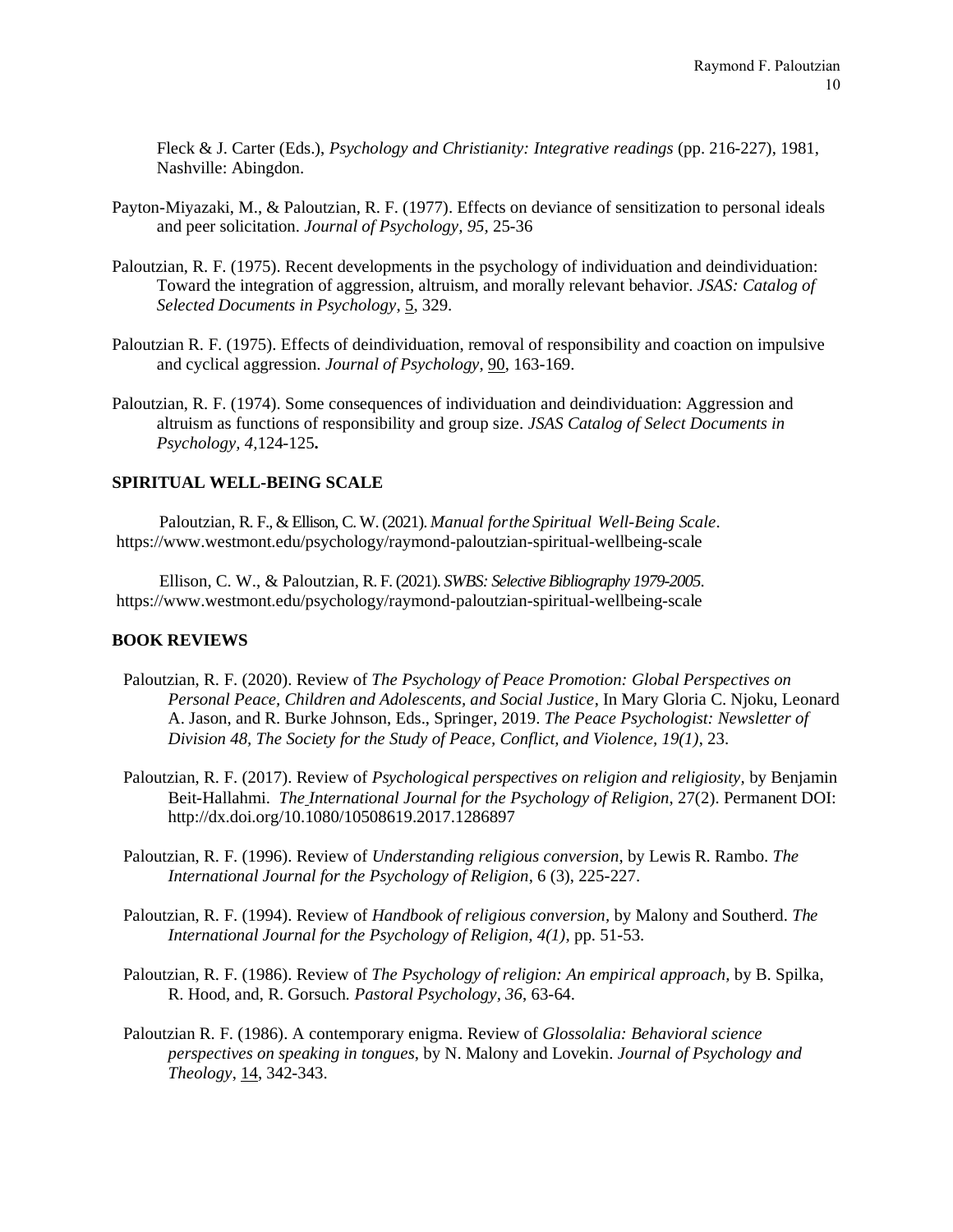Fleck & J. Carter (Eds.), *Psychology and Christianity: Integrative readings* (pp. 216-227), 1981, Nashville: Abingdon.

Payton-Miyazaki, M., & Paloutzian, R. F. (1977). Effects on deviance of sensitization to personal ideals and peer solicitation. *Journal of Psychology, 95,* 25-36

Paloutzian, R. F. (1975). Recent developments in the psychology of individuation and deindividuation: Toward the integration of aggression, altruism, and morally relevant behavior. *JSAS: Catalog of Selected Documents in Psychology*, 5, 329.

Paloutzian R. F. (1975). Effects of deindividuation, removal of responsibility and coaction on impulsive and cyclical aggression. *Journal of Psychology*, 90, 163-169.

Paloutzian, R. F. (1974). Some consequences of individuation and deindividuation: Aggression and altruism as functions of responsibility and group size. *JSAS Catalog of Select Documents in Psychology, 4,*124-125**.**

## SPIRITUAL WELL-BEING SCALE

Paloutzian, R. F., & Ellison, C. W. (2021). *Manual for the Spiritual Well-Being Scale*. https://www.westmont.edu/psychology/raymond-paloutzian-spiritual-wellbeing-scale

Ellison, C. W., & Paloutzian, R. F. (2021). *SWBS: Selective Bibliography 1979-2005*. https://www.westmont.edu/psychology/raymond-paloutzian-spiritual-wellbeing-scale

## BOOK REVIEWS

Paloutzian, R. F. (2020). Review of *The Psychology of Peace Promotion: Global Perspectives on Personal Peace, Children and Adolescents, and Social Justice*, In Mary Gloria C. Njoku, Leonard A. Jason, and R. Burke Johnson, Eds., Springer, 2019. *The Peace Psychologist: Newsletter of Division 48, The Society for the Study of Peace, Conflict, and Violence, 19(1)*, 23.

Paloutzian, R. F. (2017). Review of *Psychological perspectives on religion and religiosity,* by Benjamin Beit-Hallahmi. *The International Journal for the Psychology of Religion*, 27(2). Permanent DOI: http://dx.doi.org/10.1080/10508619.2017.1286897

Paloutzian, R. F. (1996). Review of *Understanding religious conversion,* by Lewis R. Rambo. *The International Journal for the Psychology of Religion*, 6 (3), 225-227.

Paloutzian, R. F. (1994). Review of *Handbook of religious conversion,* by Malony and Southerd. *The International Journal for the Psychology of Religion, 4(1)*, pp. 51-53.

Paloutzian, R. F. (1986). Review of *The Psychology of religion: An empirical approach,* by B. Spilka, R. Hood, and, R. Gorsuch*. Pastoral Psychology, 36*, 63-64.

Paloutzian R. F. (1986). A contemporary enigma. Review of *Glossolalia: Behavioral science perspectives on speaking in tongues*, by N. Malony and Lovekin. *Journal of Psychology and Theology*, 14, 342-343.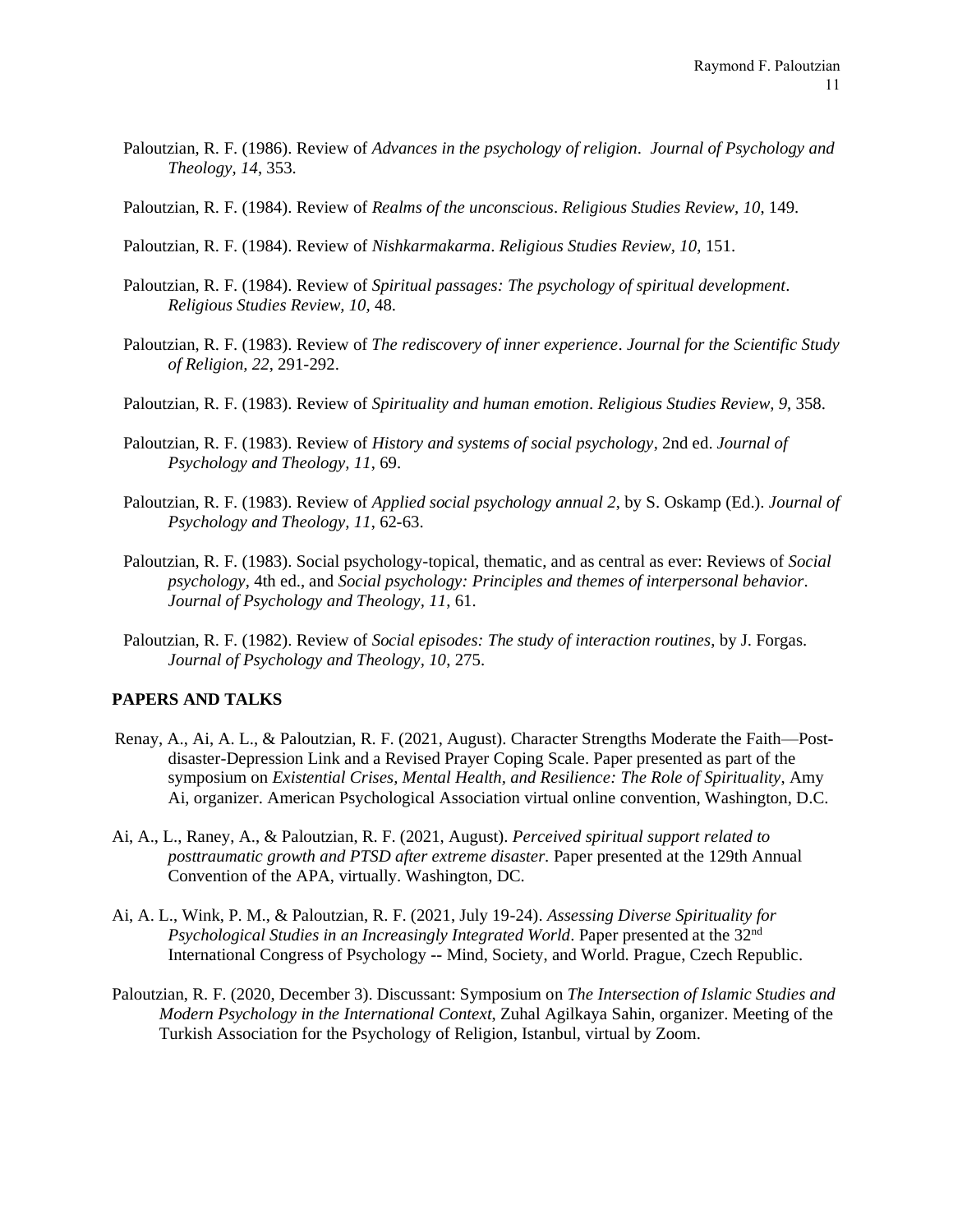Paloutzian, R. F. (1986). Review of *Advances in the psychology of religion*. *Journal of Psychology and Theology, 14*, 353.

Paloutzian, R. F. (1984). Review of *Realms of the unconscious*. *Religious Studies Review, 10*, 149.

Paloutzian, R. F. (1984). Review of *Nishkarmakarma*. *Religious Studies Review, 10*, 151.

Paloutzian, R. F. (1984). Review of *Spiritual passages: The psychology of spiritual development*. *Religious Studies Review, 10*, 48.

Paloutzian, R. F. (1983). Review of *The rediscovery of inner experience*. *Journal for the Scientific Study of Religion, 22*, 291-292.

Paloutzian, R. F. (1983). Review of *Spirituality and human emotion*. *Religious Studies Review, 9*, 358.

Paloutzian, R. F. (1983). Review of *History and systems of social psychology*, 2nd ed. *Journal of Psychology and Theology, 11*, 69.

Paloutzian, R. F. (1983). Review of *Applied social psychology annual 2*, by S. Oskamp (Ed.). *Journal of Psychology and Theology, 11*, 62-63.

Paloutzian, R. F. (1983). Social psychology-topical, thematic, and as central as ever: Reviews of *Social psychology*, 4th ed., and *Social psychology: Principles and themes of interpersonal behavior*. *Journal of Psychology and Theology, 11*, 61.

Paloutzian, R. F. (1982). Review of *Social episodes: The study of interaction routines*, by J. Forgas. *Journal of Psychology and Theology, 10*, 275.

## PAPERS AND TALKS

Renay, A., Ai, A. L., & Paloutzian, R. F. (2021, August). Character Strengths Moderate the Faith—Post-disaster-Depression Link and a Revised Prayer Coping Scale. Paper presented as part of the symposium on *Existential Crises, Mental Health, and Resilience: The Role of Spirituality*, Amy Ai, organizer. American Psychological Association virtual online convention, Washington, D.C.

Ai, A., L., Raney, A., & Paloutzian, R. F. (2021, August). *Perceived spiritual support related to posttraumatic growth and PTSD after extreme disaster.* Paper presented at the 129th Annual Convention of the APA, virtually. Washington, DC.

Ai, A. L., Wink, P. M., & Paloutzian, R. F. (2021, July 19-24). *Assessing Diverse Spirituality for Psychological Studies in an Increasingly Integrated World*. Paper presented at the 32nd International Congress of Psychology -- Mind, Society, and World. Prague, Czech Republic.

Paloutzian, R. F. (2020, December 3). Discussant: Symposium on *The Intersection of Islamic Studies and Modern Psychology in the International Context*, Zuhal Agilkaya Sahin, organizer. Meeting of the Turkish Association for the Psychology of Religion, Istanbul, virtual by Zoom.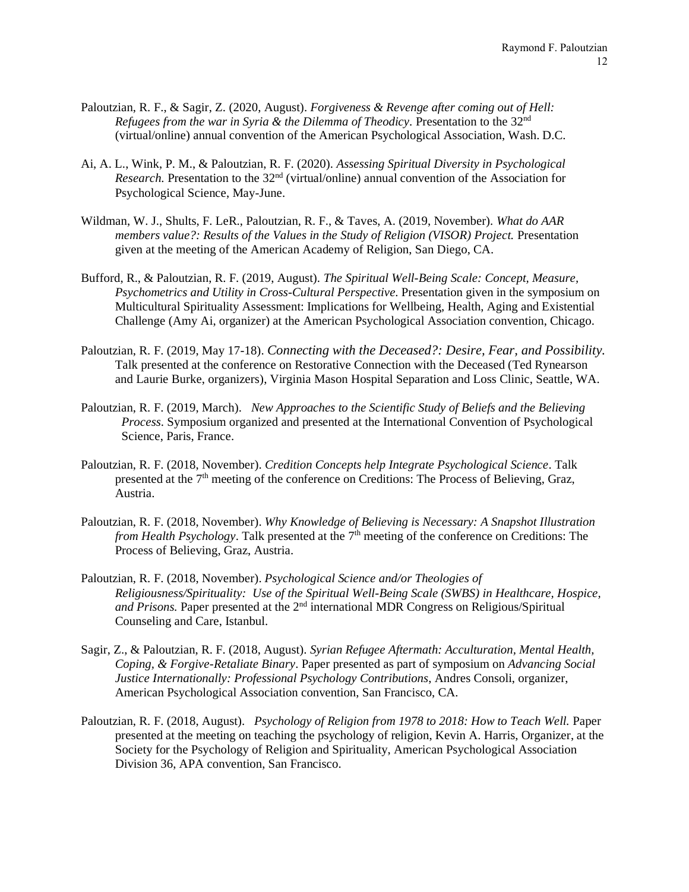Paloutzian, R. F., & Sagir, Z. (2020, August). *Forgiveness & Revenge after coming out of Hell: Refugees from the war in Syria & the Dilemma of Theodicy*. Presentation to the 32nd (virtual/online) annual convention of the American Psychological Association, Wash. D.C.

Ai, A. L., Wink, P. M., & Paloutzian, R. F. (2020). *Assessing Spiritual Diversity in Psychological Research.* Presentation to the 32nd (virtual/online) annual convention of the Association for Psychological Science, May-June.

Wildman, W. J., Shults, F. LeR., Paloutzian, R. F., & Taves, A. (2019, November). *What do AAR members value?: Results of the Values in the Study of Religion (VISOR) Project.* Presentation given at the meeting of the American Academy of Religion, San Diego, CA.

Bufford, R., & Paloutzian, R. F. (2019, August). *The Spiritual Well-Being Scale: Concept, Measure, Psychometrics and Utility in Cross-Cultural Perspective.* Presentation given in the symposium on Multicultural Spirituality Assessment: Implications for Wellbeing, Health, Aging and Existential Challenge (Amy Ai, organizer) at the American Psychological Association convention, Chicago.

Paloutzian, R. F. (2019, May 17-18). *Connecting with the Deceased?: Desire, Fear, and Possibility.* Talk presented at the conference on Restorative Connection with the Deceased (Ted Rynearson and Laurie Burke, organizers), Virginia Mason Hospital Separation and Loss Clinic, Seattle, WA.

Paloutzian, R. F. (2019, March). *New Approaches to the Scientific Study of Beliefs and the Believing Process*. Symposium organized and presented at the International Convention of Psychological Science, Paris, France.

Paloutzian, R. F. (2018, November). *Credition Concepts help Integrate Psychological Science*. Talk presented at the 7th meeting of the conference on Creditions: The Process of Believing, Graz, Austria.

Paloutzian, R. F. (2018, November). *Why Knowledge of Believing is Necessary: A Snapshot Illustration from Health Psychology*. Talk presented at the 7th meeting of the conference on Creditions: The Process of Believing, Graz, Austria.

Paloutzian, R. F. (2018, November). *Psychological Science and/or Theologies of Religiousness/Spirituality: Use of the Spiritual Well-Being Scale (SWBS) in Healthcare, Hospice, and Prisons.* Paper presented at the 2nd international MDR Congress on Religious/Spiritual Counseling and Care, Istanbul.

Sagir, Z., & Paloutzian, R. F. (2018, August). *Syrian Refugee Aftermath: Acculturation, Mental Health, Coping, & Forgive-Retaliate Binary*. Paper presented as part of symposium on *Advancing Social Justice Internationally: Professional Psychology Contributions*, Andres Consoli, organizer, American Psychological Association convention, San Francisco, CA.

Paloutzian, R. F. (2018, August). *Psychology of Religion from 1978 to 2018: How to Teach Well.* Paper presented at the meeting on teaching the psychology of religion, Kevin A. Harris, Organizer, at the Society for the Psychology of Religion and Spirituality, American Psychological Association Division 36, APA convention, San Francisco.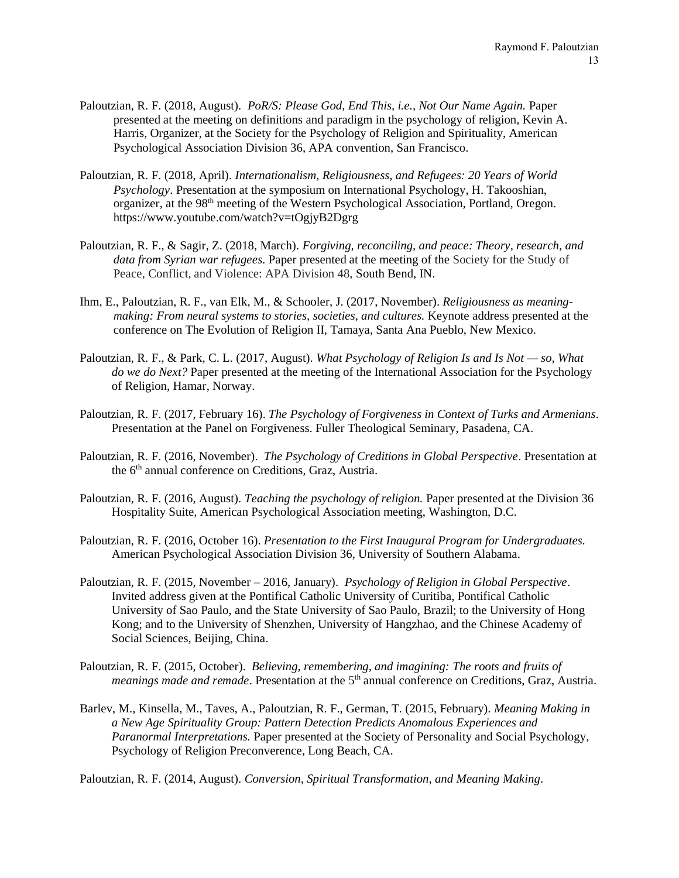Paloutzian, R. F. (2018, August). *PoR/S: Please God, End This, i.e., Not Our Name Again.* Paper presented at the meeting on definitions and paradigm in the psychology of religion, Kevin A. Harris, Organizer, at the Society for the Psychology of Religion and Spirituality, American Psychological Association Division 36, APA convention, San Francisco.

Paloutzian, R. F. (2018, April). *Internationalism, Religiousness, and Refugees: 20 Years of World Psychology*. Presentation at the symposium on International Psychology, H. Takooshian, organizer, at the 98th meeting of the Western Psychological Association, Portland, Oregon. https://www.youtube.com/watch?v=tOgjyB2Dgrg

Paloutzian, R. F., & Sagir, Z. (2018, March). *Forgiving, reconciling, and peace: Theory, research, and data from Syrian war refugees.* Paper presented at the meeting of the Society for the Study of Peace, Conflict, and Violence: APA Division 48, South Bend, IN.

Ihm, E., Paloutzian, R. F., van Elk, M., & Schooler, J. (2017, November). *Religiousness as meaning-making: From neural systems to stories, societies, and cultures.* Keynote address presented at the conference on The Evolution of Religion II, Tamaya, Santa Ana Pueblo, New Mexico.

Paloutzian, R. F., & Park, C. L. (2017, August). *What Psychology of Religion Is and Is Not — so, What do we do Next?* Paper presented at the meeting of the International Association for the Psychology of Religion, Hamar, Norway.

Paloutzian, R. F. (2017, February 16). *The Psychology of Forgiveness in Context of Turks and Armenians*. Presentation at the Panel on Forgiveness. Fuller Theological Seminary, Pasadena, CA.

Paloutzian, R. F. (2016, November). *The Psychology of Creditions in Global Perspective*. Presentation at the 6th annual conference on Creditions, Graz, Austria.

Paloutzian, R. F. (2016, August). *Teaching the psychology of religion.* Paper presented at the Division 36 Hospitality Suite, American Psychological Association meeting, Washington, D.C.

Paloutzian, R. F. (2016, October 16). *Presentation to the First Inaugural Program for Undergraduates.* American Psychological Association Division 36, University of Southern Alabama.

Paloutzian, R. F. (2015, November – 2016, January). *Psychology of Religion in Global Perspective*. Invited address given at the Pontifical Catholic University of Curitiba, Pontifical Catholic University of Sao Paulo, and the State University of Sao Paulo, Brazil; to the University of Hong Kong; and to the University of Shenzhen, University of Hangzhao, and the Chinese Academy of Social Sciences, Beijing, China.

Paloutzian, R. F. (2015, October). *Believing, remembering, and imagining: The roots and fruits of meanings made and remade*. Presentation at the 5th annual conference on Creditions, Graz, Austria.

Barlev, M., Kinsella, M., Taves, A., Paloutzian, R. F., German, T. (2015, February). *Meaning Making in a New Age Spirituality Group: Pattern Detection Predicts Anomalous Experiences and Paranormal Interpretations.* Paper presented at the Society of Personality and Social Psychology, Psychology of Religion Preconverence, Long Beach, CA.

Paloutzian, R. F. (2014, August). *Conversion, Spiritual Transformation, and Meaning Making*.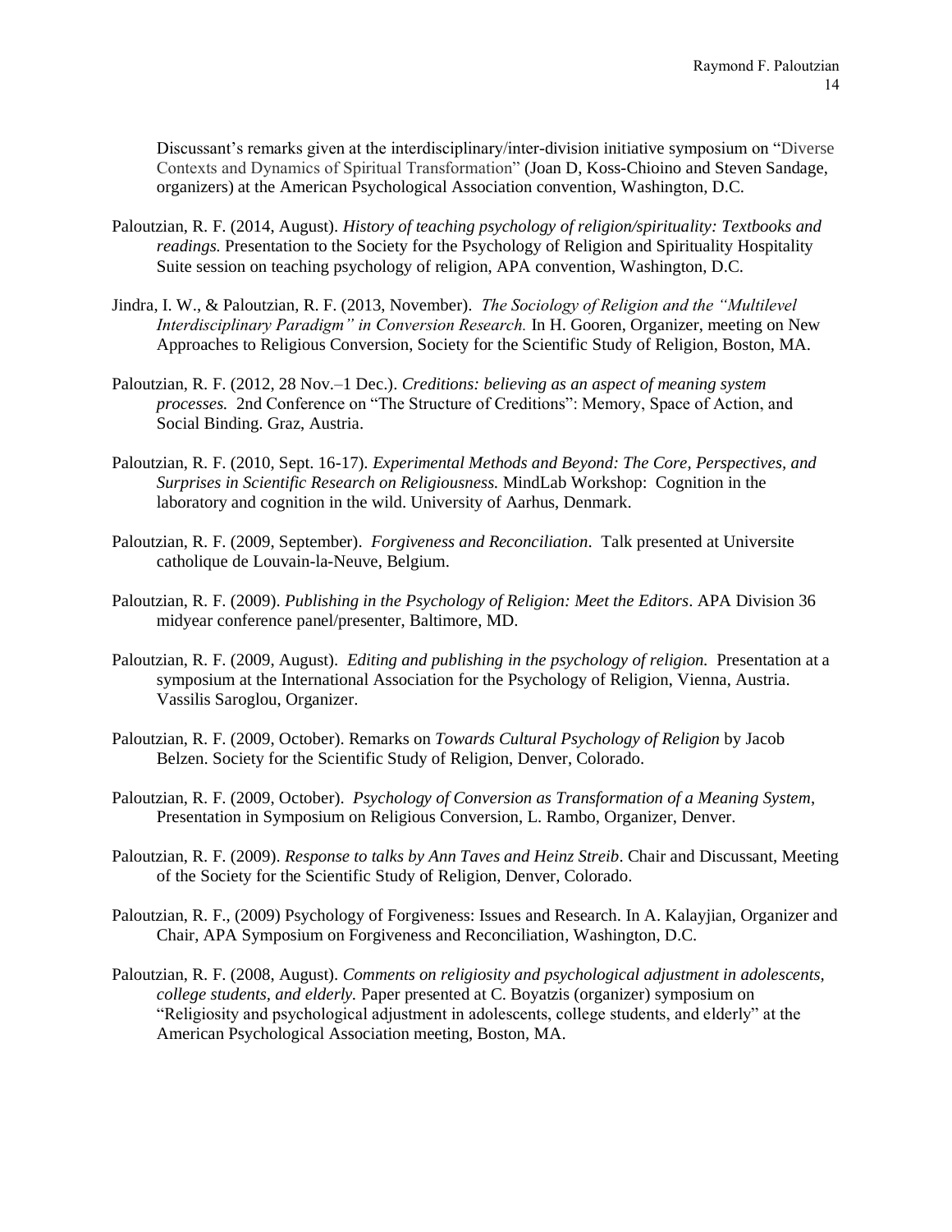Discussant's remarks given at the interdisciplinary/inter-division initiative symposium on "Diverse Contexts and Dynamics of Spiritual Transformation" (Joan D, Koss-Chioino and Steven Sandage, organizers) at the American Psychological Association convention, Washington, D.C.

Paloutzian, R. F. (2014, August). *History of teaching psychology of religion/spirituality: Textbooks and readings.* Presentation to the Society for the Psychology of Religion and Spirituality Hospitality Suite session on teaching psychology of religion, APA convention, Washington, D.C.

Jindra, I. W., & Paloutzian, R. F. (2013, November). *The Sociology of Religion and the "Multilevel Interdisciplinary Paradigm" in Conversion Research.* In H. Gooren, Organizer, meeting on New Approaches to Religious Conversion, Society for the Scientific Study of Religion, Boston, MA.

Paloutzian, R. F. (2012, 28 Nov.–1 Dec.). *Creditions: believing as an aspect of meaning system processes.* 2nd Conference on "The Structure of Creditions": Memory, Space of Action, and Social Binding. Graz, Austria.

Paloutzian, R. F. (2010, Sept. 16-17). *Experimental Methods and Beyond: The Core, Perspectives, and Surprises in Scientific Research on Religiousness.* MindLab Workshop: Cognition in the laboratory and cognition in the wild. University of Aarhus, Denmark.

Paloutzian, R. F. (2009, September). *Forgiveness and Reconciliation*. Talk presented at Universite catholique de Louvain-la-Neuve, Belgium.

Paloutzian, R. F. (2009). *Publishing in the Psychology of Religion: Meet the Editors*. APA Division 36 midyear conference panel/presenter, Baltimore, MD.

Paloutzian, R. F. (2009, August). *Editing and publishing in the psychology of religion.* Presentation at a symposium at the International Association for the Psychology of Religion, Vienna, Austria. Vassilis Saroglou, Organizer.

Paloutzian, R. F. (2009, October). Remarks on *Towards Cultural Psychology of Religion* by Jacob Belzen. Society for the Scientific Study of Religion, Denver, Colorado.

Paloutzian, R. F. (2009, October). *Psychology of Conversion as Transformation of a Meaning System*, Presentation in Symposium on Religious Conversion, L. Rambo, Organizer, Denver.

Paloutzian, R. F. (2009). *Response to talks by Ann Taves and Heinz Streib*. Chair and Discussant, Meeting of the Society for the Scientific Study of Religion, Denver, Colorado.

Paloutzian, R. F., (2009) Psychology of Forgiveness: Issues and Research. In A. Kalayjian, Organizer and Chair, APA Symposium on Forgiveness and Reconciliation, Washington, D.C.

Paloutzian, R. F. (2008, August). *Comments on religiosity and psychological adjustment in adolescents, college students, and elderly.* Paper presented at C. Boyatzis (organizer) symposium on "Religiosity and psychological adjustment in adolescents, college students, and elderly" at the American Psychological Association meeting, Boston, MA.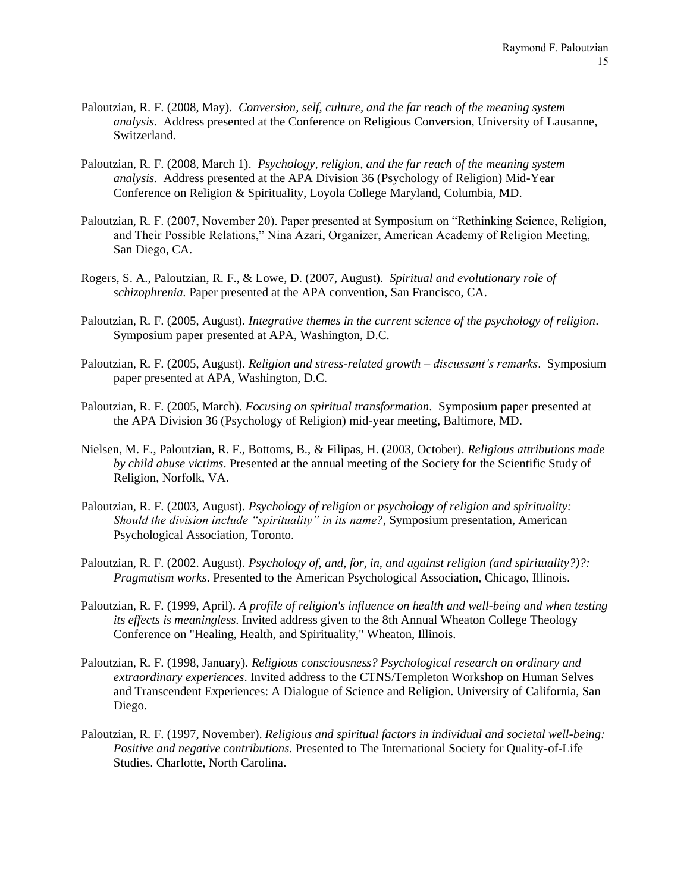Paloutzian, R. F. (2008, May). *Conversion, self, culture, and the far reach of the meaning system analysis.* Address presented at the Conference on Religious Conversion, University of Lausanne, Switzerland.

Paloutzian, R. F. (2008, March 1). *Psychology, religion, and the far reach of the meaning system analysis.* Address presented at the APA Division 36 (Psychology of Religion) Mid-Year Conference on Religion & Spirituality, Loyola College Maryland, Columbia, MD.

Paloutzian, R. F. (2007, November 20). Paper presented at Symposium on "Rethinking Science, Religion, and Their Possible Relations," Nina Azari, Organizer, American Academy of Religion Meeting, San Diego, CA.

Rogers, S. A., Paloutzian, R. F., & Lowe, D. (2007, August). *Spiritual and evolutionary role of schizophrenia.* Paper presented at the APA convention, San Francisco, CA.

Paloutzian, R. F. (2005, August). *Integrative themes in the current science of the psychology of religion*. Symposium paper presented at APA, Washington, D.C.

Paloutzian, R. F. (2005, August). *Religion and stress-related growth – discussant's remarks*. Symposium paper presented at APA, Washington, D.C.

Paloutzian, R. F. (2005, March). *Focusing on spiritual transformation*. Symposium paper presented at the APA Division 36 (Psychology of Religion) mid-year meeting, Baltimore, MD.

Nielsen, M. E., Paloutzian, R. F., Bottoms, B., & Filipas, H. (2003, October). *Religious attributions made by child abuse victims*. Presented at the annual meeting of the Society for the Scientific Study of Religion, Norfolk, VA.

Paloutzian, R. F. (2003, August). *Psychology of religion or psychology of religion and spirituality: Should the division include "spirituality" in its name?*, Symposium presentation, American Psychological Association, Toronto.

Paloutzian, R. F. (2002. August). *Psychology of, and, for, in, and against religion (and spirituality?)?: Pragmatism works*. Presented to the American Psychological Association, Chicago, Illinois.

Paloutzian, R. F. (1999, April). *A profile of religion's influence on health and well-being and when testing its effects is meaningless*. Invited address given to the 8th Annual Wheaton College Theology Conference on "Healing, Health, and Spirituality," Wheaton, Illinois.

Paloutzian, R. F. (1998, January). *Religious consciousness? Psychological research on ordinary and extraordinary experiences*. Invited address to the CTNS/Templeton Workshop on Human Selves and Transcendent Experiences: A Dialogue of Science and Religion. University of California, San Diego.

Paloutzian, R. F. (1997, November). *Religious and spiritual factors in individual and societal well-being: Positive and negative contributions*. Presented to The International Society for Quality-of-Life Studies. Charlotte, North Carolina.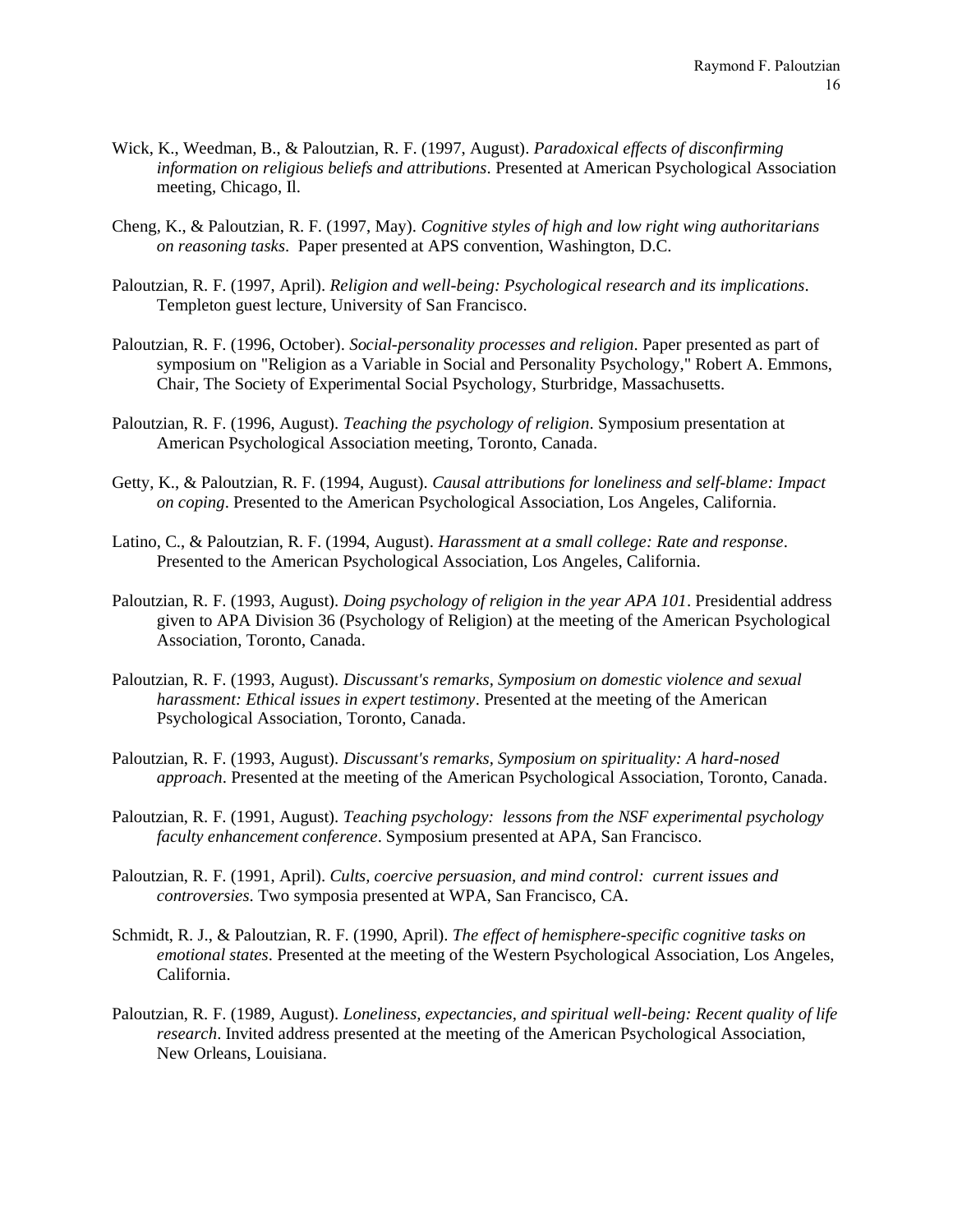Wick, K., Weedman, B., & Paloutzian, R. F. (1997, August). *Paradoxical effects of disconfirming information on religious beliefs and attributions*. Presented at American Psychological Association meeting, Chicago, Il.

Cheng, K., & Paloutzian, R. F. (1997, May). *Cognitive styles of high and low right wing authoritarians on reasoning tasks*. Paper presented at APS convention, Washington, D.C.

Paloutzian, R. F. (1997, April). *Religion and well-being: Psychological research and its implications*. Templeton guest lecture, University of San Francisco.

Paloutzian, R. F. (1996, October). *Social-personality processes and religion*. Paper presented as part of symposium on "Religion as a Variable in Social and Personality Psychology," Robert A. Emmons, Chair, The Society of Experimental Social Psychology, Sturbridge, Massachusetts.

Paloutzian, R. F. (1996, August). *Teaching the psychology of religion*. Symposium presentation at American Psychological Association meeting, Toronto, Canada.

Getty, K., & Paloutzian, R. F. (1994, August). *Causal attributions for loneliness and self-blame: Impact on coping*. Presented to the American Psychological Association, Los Angeles, California.

Latino, C., & Paloutzian, R. F. (1994, August). *Harassment at a small college: Rate and response*. Presented to the American Psychological Association, Los Angeles, California.

Paloutzian, R. F. (1993, August). *Doing psychology of religion in the year APA 101*. Presidential address given to APA Division 36 (Psychology of Religion) at the meeting of the American Psychological Association, Toronto, Canada.

Paloutzian, R. F. (1993, August). *Discussant's remarks, Symposium on domestic violence and sexual harassment: Ethical issues in expert testimony*. Presented at the meeting of the American Psychological Association, Toronto, Canada.

Paloutzian, R. F. (1993, August). *Discussant's remarks, Symposium on spirituality: A hard-nosed approach*. Presented at the meeting of the American Psychological Association, Toronto, Canada.

Paloutzian, R. F. (1991, August). *Teaching psychology: lessons from the NSF experimental psychology faculty enhancement conference*. Symposium presented at APA, San Francisco.

Paloutzian, R. F. (1991, April). *Cults, coercive persuasion, and mind control: current issues and controversies*. Two symposia presented at WPA, San Francisco, CA.

Schmidt, R. J., & Paloutzian, R. F. (1990, April). *The effect of hemisphere-specific cognitive tasks on emotional states*. Presented at the meeting of the Western Psychological Association, Los Angeles, California.

Paloutzian, R. F. (1989, August). *Loneliness, expectancies, and spiritual well-being: Recent quality of life research*. Invited address presented at the meeting of the American Psychological Association, New Orleans, Louisiana.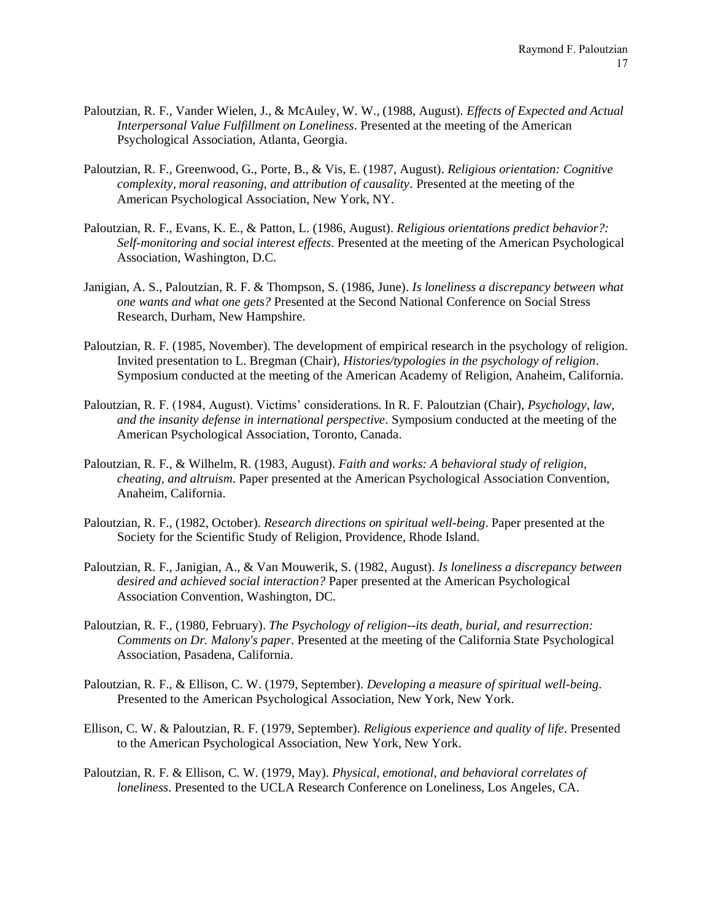Paloutzian, R. F., Vander Wielen, J., & McAuley, W. W., (1988, August). *Effects of Expected and Actual Interpersonal Value Fulfillment on Loneliness*. Presented at the meeting of the American Psychological Association, Atlanta, Georgia.

Paloutzian, R. F., Greenwood, G., Porte, B., & Vis, E. (1987, August). *Religious orientation: Cognitive complexity, moral reasoning, and attribution of causality*. Presented at the meeting of the American Psychological Association, New York, NY.

Paloutzian, R. F., Evans, K. E., & Patton, L. (1986, August). *Religious orientations predict behavior?: Self-monitoring and social interest effects*. Presented at the meeting of the American Psychological Association, Washington, D.C.

Janigian, A. S., Paloutzian, R. F. & Thompson, S. (1986, June). *Is loneliness a discrepancy between what one wants and what one gets?* Presented at the Second National Conference on Social Stress Research, Durham, New Hampshire.

Paloutzian, R. F. (1985, November). The development of empirical research in the psychology of religion. Invited presentation to L. Bregman (Chair), *Histories/typologies in the psychology of religion*. Symposium conducted at the meeting of the American Academy of Religion, Anaheim, California.

Paloutzian, R. F. (1984, August). Victims' considerations. In R. F. Paloutzian (Chair), *Psychology, law, and the insanity defense in international perspective*. Symposium conducted at the meeting of the American Psychological Association, Toronto, Canada.

Paloutzian, R. F., & Wilhelm, R. (1983, August). *Faith and works: A behavioral study of religion, cheating, and altruism*. Paper presented at the American Psychological Association Convention, Anaheim, California.

Paloutzian, R. F., (1982, October). *Research directions on spiritual well-being*. Paper presented at the Society for the Scientific Study of Religion, Providence, Rhode Island.

Paloutzian, R. F., Janigian, A., & Van Mouwerik, S. (1982, August). *Is loneliness a discrepancy between desired and achieved social interaction?* Paper presented at the American Psychological Association Convention, Washington, DC.

Paloutzian, R. F., (1980, February). *The Psychology of religion--its death, burial, and resurrection: Comments on Dr. Malony's paper*. Presented at the meeting of the California State Psychological Association, Pasadena, California.

Paloutzian, R. F., & Ellison, C. W. (1979, September). *Developing a measure of spiritual well-being*. Presented to the American Psychological Association, New York, New York.

Ellison, C. W. & Paloutzian, R. F. (1979, September). *Religious experience and quality of life*. Presented to the American Psychological Association, New York, New York.

Paloutzian, R. F. & Ellison, C. W. (1979, May). *Physical, emotional, and behavioral correlates of loneliness*. Presented to the UCLA Research Conference on Loneliness, Los Angeles, CA.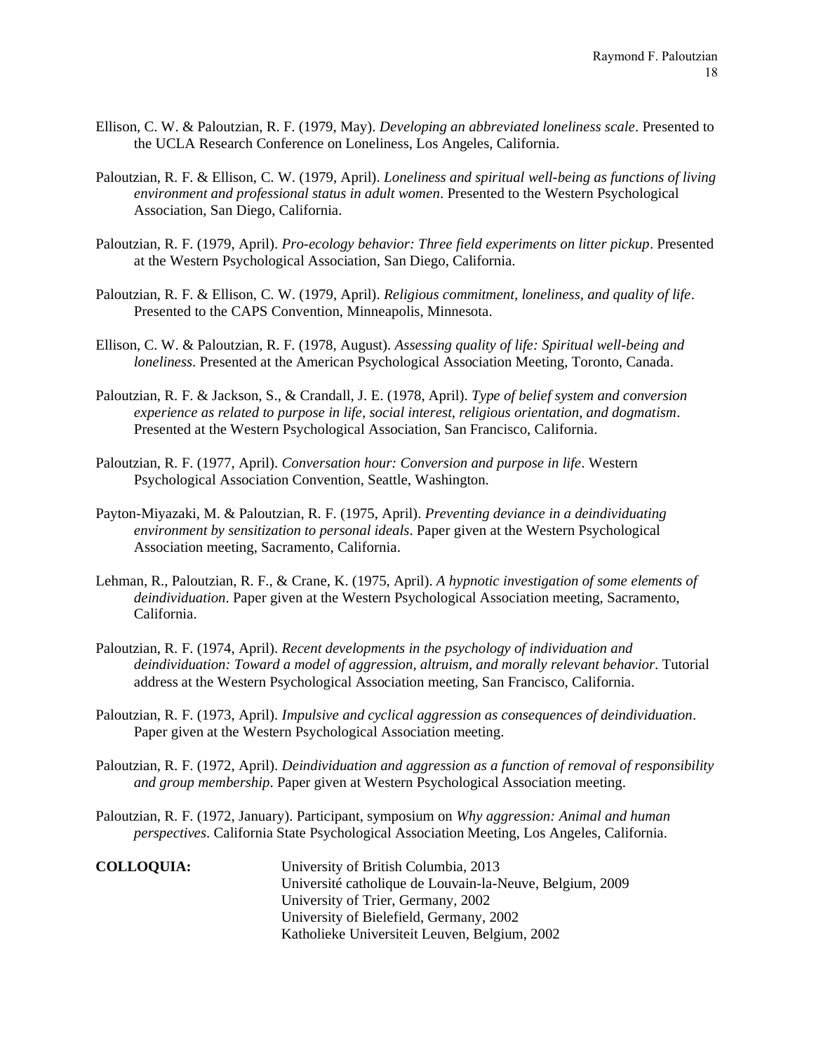Ellison, C. W. & Paloutzian, R. F. (1979, May). *Developing an abbreviated loneliness scale*. Presented to the UCLA Research Conference on Loneliness, Los Angeles, California.

Paloutzian, R. F. & Ellison, C. W. (1979, April). *Loneliness and spiritual well-being as functions of living environment and professional status in adult women*. Presented to the Western Psychological Association, San Diego, California.

Paloutzian, R. F. (1979, April). *Pro-ecology behavior: Three field experiments on litter pickup*. Presented at the Western Psychological Association, San Diego, California.

Paloutzian, R. F. & Ellison, C. W. (1979, April). *Religious commitment, loneliness, and quality of life*. Presented to the CAPS Convention, Minneapolis, Minnesota.

Ellison, C. W. & Paloutzian, R. F. (1978, August). *Assessing quality of life: Spiritual well-being and loneliness*. Presented at the American Psychological Association Meeting, Toronto, Canada.

Paloutzian, R. F. & Jackson, S., & Crandall, J. E. (1978, April). *Type of belief system and conversion experience as related to purpose in life, social interest, religious orientation, and dogmatism*. Presented at the Western Psychological Association, San Francisco, California.

Paloutzian, R. F. (1977, April). *Conversation hour: Conversion and purpose in life*. Western Psychological Association Convention, Seattle, Washington.

Payton-Miyazaki, M. & Paloutzian, R. F. (1975, April). *Preventing deviance in a deindividuating environment by sensitization to personal ideals*. Paper given at the Western Psychological Association meeting, Sacramento, California.

Lehman, R., Paloutzian, R. F., & Crane, K. (1975, April). *A hypnotic investigation of some elements of deindividuation*. Paper given at the Western Psychological Association meeting, Sacramento, California.

Paloutzian, R. F. (1974, April). *Recent developments in the psychology of individuation and deindividuation: Toward a model of aggression, altruism, and morally relevant behavior*. Tutorial address at the Western Psychological Association meeting, San Francisco, California.

Paloutzian, R. F. (1973, April). *Impulsive and cyclical aggression as consequences of deindividuation*. Paper given at the Western Psychological Association meeting.

Paloutzian, R. F. (1972, April). *Deindividuation and aggression as a function of removal of responsibility and group membership*. Paper given at Western Psychological Association meeting.

Paloutzian, R. F. (1972, January). Participant, symposium on *Why aggression: Animal and human perspectives*. California State Psychological Association Meeting, Los Angeles, California.

**COLLOQUIA:**

University of British Columbia, 2013
Université catholique de Louvain-la-Neuve, Belgium, 2009
University of Trier, Germany, 2002
University of Bielefield, Germany, 2002
Katholieke Universiteit Leuven, Belgium, 2002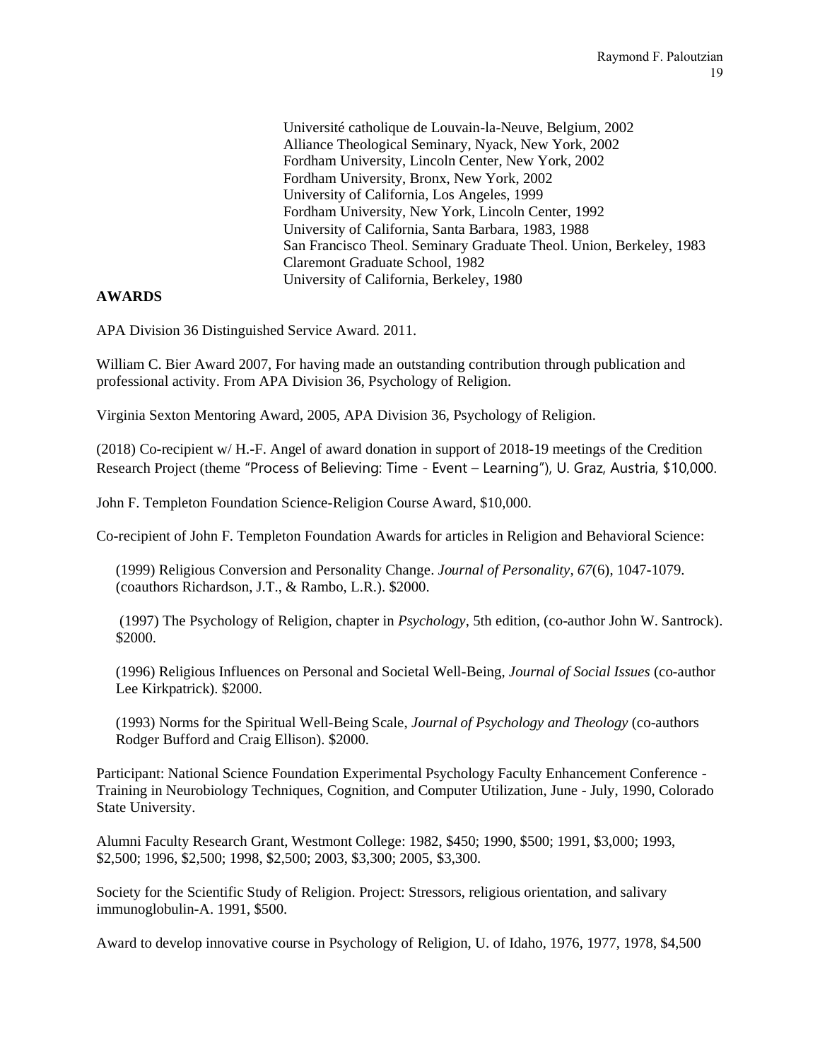Université catholique de Louvain-la-Neuve, Belgium, 2002
Alliance Theological Seminary, Nyack, New York, 2002
Fordham University, Lincoln Center, New York, 2002
Fordham University, Bronx, New York, 2002
University of California, Los Angeles, 1999
Fordham University, New York, Lincoln Center, 1992
University of California, Santa Barbara, 1983, 1988
San Francisco Theol. Seminary Graduate Theol. Union, Berkeley, 1983
Claremont Graduate School, 1982
University of California, Berkeley, 1980

**AWARDS**

APA Division 36 Distinguished Service Award. 2011.

William C. Bier Award 2007, For having made an outstanding contribution through publication and professional activity. From APA Division 36, Psychology of Religion.

Virginia Sexton Mentoring Award, 2005, APA Division 36, Psychology of Religion.

(2018) Co-recipient w/ H.-F. Angel of award donation in support of 2018-19 meetings of the Credition Research Project (theme "Process of Believing: Time - Event – Learning"), U. Graz, Austria, $10,000.

John F. Templeton Foundation Science-Religion Course Award, $10,000.

Co-recipient of John F. Templeton Foundation Awards for articles in Religion and Behavioral Science:

(1999) Religious Conversion and Personality Change. *Journal of Personality*, *67*(6), 1047-1079. (coauthors Richardson, J.T., & Rambo, L.R.). $2000.

(1997) The Psychology of Religion, chapter in *Psychology*, 5th edition, (co-author John W. Santrock). $2000.

(1996) Religious Influences on Personal and Societal Well-Being, *Journal of Social Issues* (co-author Lee Kirkpatrick). $2000.

(1993) Norms for the Spiritual Well-Being Scale, *Journal of Psychology and Theology* (co-authors Rodger Bufford and Craig Ellison). $2000.

Participant: National Science Foundation Experimental Psychology Faculty Enhancement Conference - Training in Neurobiology Techniques, Cognition, and Computer Utilization, June - July, 1990, Colorado State University.

Alumni Faculty Research Grant, Westmont College: 1982, $450; 1990, $500; 1991, $3,000; 1993, $2,500; 1996, $2,500; 1998, $2,500; 2003, $3,300; 2005, $3,300.

Society for the Scientific Study of Religion. Project: Stressors, religious orientation, and salivary immunoglobulin-A. 1991, $500.

Award to develop innovative course in Psychology of Religion, U. of Idaho, 1976, 1977, 1978, $4,500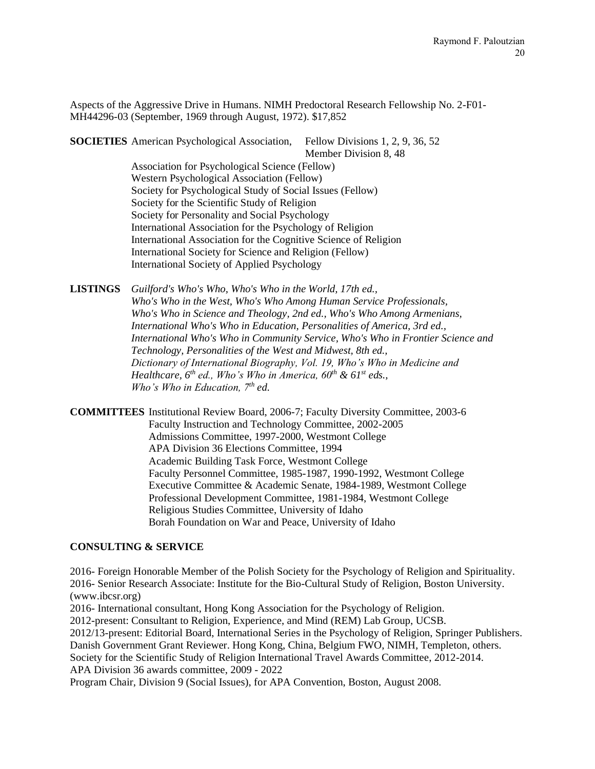Aspects of the Aggressive Drive in Humans. NIMH Predoctoral Research Fellowship No. 2-F01-MH44296-03 (September, 1969 through August, 1972). $17,852

**SOCIETIES** American Psychological Association, Fellow Divisions 1, 2, 9, 36, 52
Member Division 8, 48
Association for Psychological Science (Fellow)
Western Psychological Association (Fellow)
Society for Psychological Study of Social Issues (Fellow)
Society for the Scientific Study of Religion
Society for Personality and Social Psychology
International Association for the Psychology of Religion
International Association for the Cognitive Science of Religion
International Society for Science and Religion (Fellow)
International Society of Applied Psychology

**LISTINGS** *Guilford's Who's Who, Who's Who in the World, 17th ed., Who's Who in the West, Who's Who Among Human Service Professionals, Who's Who in Science and Theology, 2nd ed., Who's Who Among Armenians, International Who's Who in Education, Personalities of America, 3rd ed., International Who's Who in Community Service, Who's Who in Frontier Science and Technology, Personalities of the West and Midwest, 8th ed., Dictionary of International Biography, Vol. 19, Who's Who in Medicine and Healthcare, 6th ed., Who's Who in America, 60th & 61st eds., Who's Who in Education, 7th ed.*

**COMMITTEES** Institutional Review Board, 2006-7; Faculty Diversity Committee, 2003-6
Faculty Instruction and Technology Committee, 2002-2005
Admissions Committee, 1997-2000, Westmont College
APA Division 36 Elections Committee, 1994
Academic Building Task Force, Westmont College
Faculty Personnel Committee, 1985-1987, 1990-1992, Westmont College
Executive Committee & Academic Senate, 1984-1989, Westmont College
Professional Development Committee, 1981-1984, Westmont College
Religious Studies Committee, University of Idaho
Borah Foundation on War and Peace, University of Idaho

**CONSULTING & SERVICE**

2016- Foreign Honorable Member of the Polish Society for the Psychology of Religion and Spirituality.
2016- Senior Research Associate: Institute for the Bio-Cultural Study of Religion, Boston University. (www.ibcsr.org)
2016- International consultant, Hong Kong Association for the Psychology of Religion.
2012-present: Consultant to Religion, Experience, and Mind (REM) Lab Group, UCSB.
2012/13-present: Editorial Board, International Series in the Psychology of Religion, Springer Publishers.
Danish Government Grant Reviewer. Hong Kong, China, Belgium FWO, NIMH, Templeton, others.
Society for the Scientific Study of Religion International Travel Awards Committee, 2012-2014.
APA Division 36 awards committee, 2009 - 2022
Program Chair, Division 9 (Social Issues), for APA Convention, Boston, August 2008.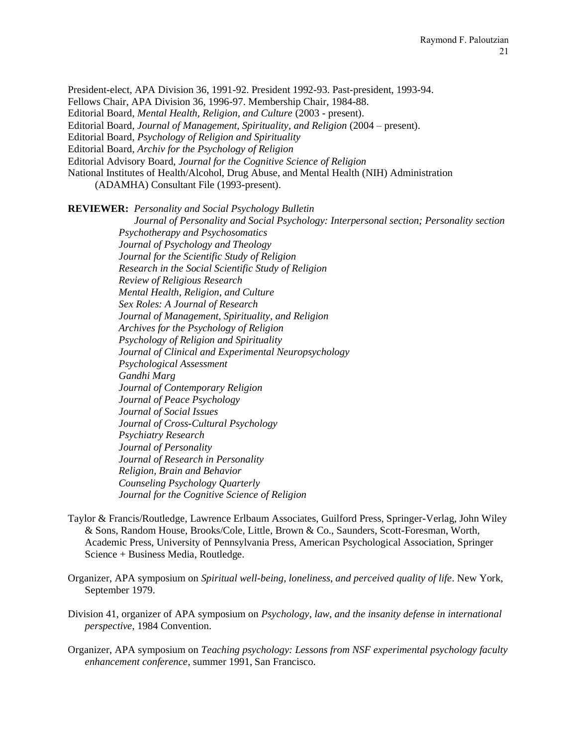President-elect, APA Division 36, 1991-92. President 1992-93. Past-president, 1993-94.
Fellows Chair, APA Division 36, 1996-97. Membership Chair, 1984-88.
Editorial Board, *Mental Health, Religion, and Culture* (2003 - present).
Editorial Board, *Journal of Management, Spirituality, and Religion* (2004 – present).
Editorial Board, *Psychology of Religion and Spirituality*
Editorial Board, *Archiv for the Psychology of Religion*
Editorial Advisory Board, *Journal for the Cognitive Science of Religion*
National Institutes of Health/Alcohol, Drug Abuse, and Mental Health (NIH) Administration (ADAMHA) Consultant File (1993-present).

**REVIEWER:** *Personality and Social Psychology Bulletin*
*Journal of Personality and Social Psychology: Interpersonal section; Personality section*
*Psychotherapy and Psychosomatics*
*Journal of Psychology and Theology*
*Journal for the Scientific Study of Religion*
*Research in the Social Scientific Study of Religion*
*Review of Religious Research*
*Mental Health, Religion, and Culture*
*Sex Roles: A Journal of Research*
*Journal of Management, Spirituality, and Religion*
*Archives for the Psychology of Religion*
*Psychology of Religion and Spirituality*
*Journal of Clinical and Experimental Neuropsychology*
*Psychological Assessment*
*Gandhi Marg*
*Journal of Contemporary Religion*
*Journal of Peace Psychology*
*Journal of Social Issues*
*Journal of Cross-Cultural Psychology*
*Psychiatry Research*
*Journal of Personality*
*Journal of Research in Personality*
*Religion, Brain and Behavior*
*Counseling Psychology Quarterly*
*Journal for the Cognitive Science of Religion*

Taylor & Francis/Routledge, Lawrence Erlbaum Associates, Guilford Press, Springer-Verlag, John Wiley & Sons, Random House, Brooks/Cole, Little, Brown & Co., Saunders, Scott-Foresman, Worth, Academic Press, University of Pennsylvania Press, American Psychological Association, Springer Science + Business Media, Routledge.

Organizer, APA symposium on *Spiritual well-being, loneliness, and perceived quality of life*. New York, September 1979.

Division 41, organizer of APA symposium on *Psychology, law, and the insanity defense in international perspective*, 1984 Convention.

Organizer, APA symposium on *Teaching psychology: Lessons from NSF experimental psychology faculty enhancement conference*, summer 1991, San Francisco.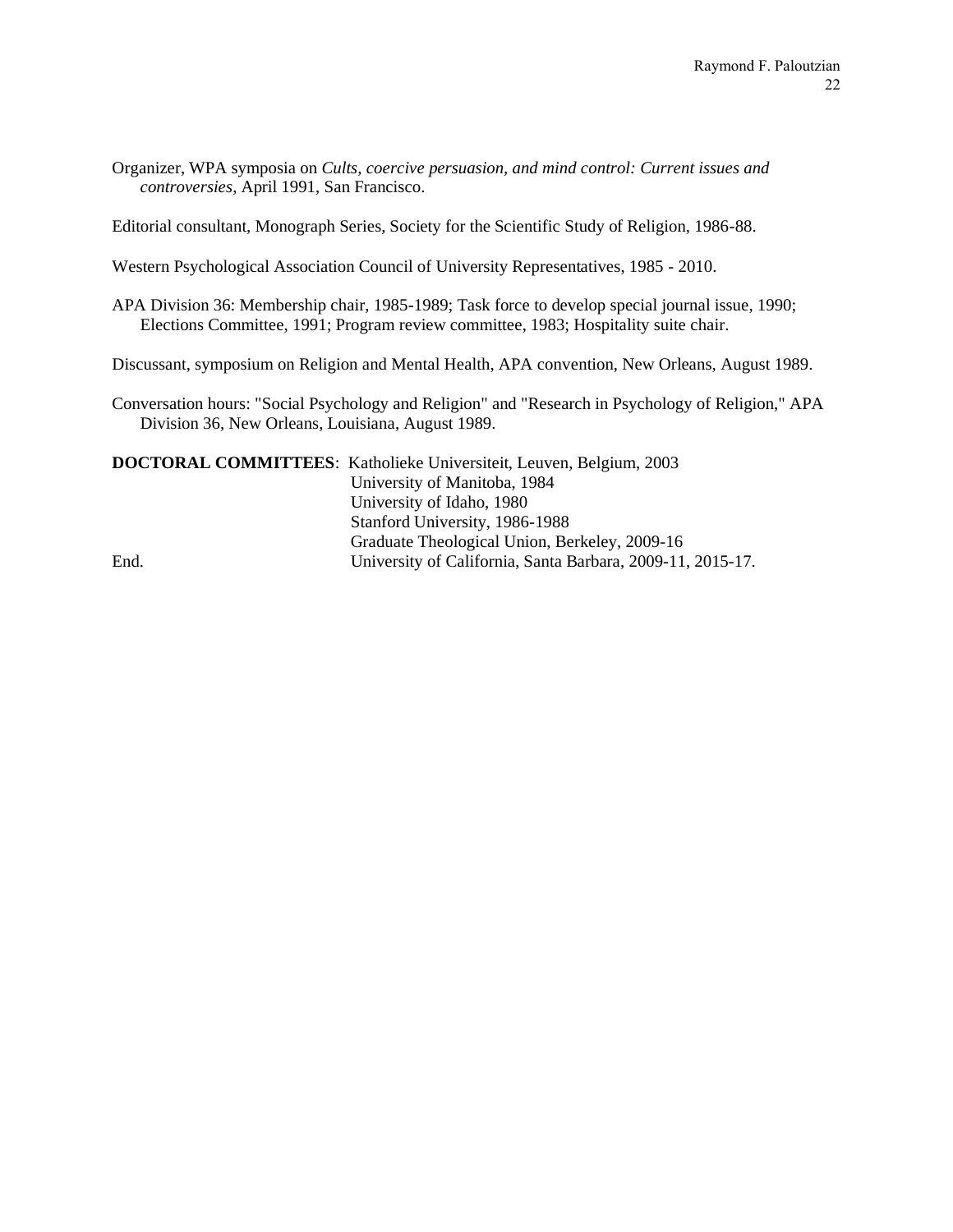Organizer, WPA symposia on *Cults, coercive persuasion, and mind control: Current issues and controversies*, April 1991, San Francisco.

Editorial consultant, Monograph Series, Society for the Scientific Study of Religion, 1986-88.

Western Psychological Association Council of University Representatives, 1985 - 2010.

APA Division 36: Membership chair, 1985-1989; Task force to develop special journal issue, 1990; Elections Committee, 1991; Program review committee, 1983; Hospitality suite chair.

Discussant, symposium on Religion and Mental Health, APA convention, New Orleans, August 1989.

Conversation hours: "Social Psychology and Religion" and "Research in Psychology of Religion," APA Division 36, New Orleans, Louisiana, August 1989.

**DOCTORAL COMMITTEES**: Katholieke Universiteit, Leuven, Belgium, 2003
University of Manitoba, 1984
University of Idaho, 1980
Stanford University, 1986-1988
Graduate Theological Union, Berkeley, 2009-16
University of California, Santa Barbara, 2009-11, 2015-17.

End.